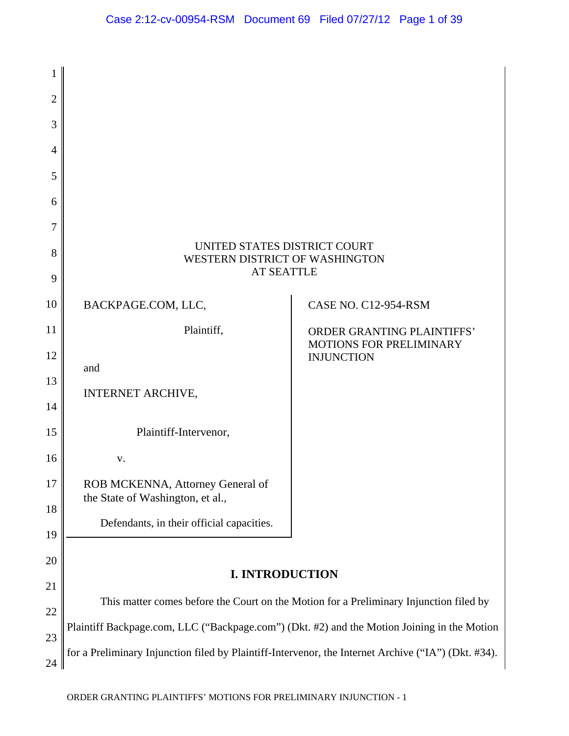UNITED STATES DISTRICT COURT
WESTERN DISTRICT OF WASHINGTON
AT SEATTLE

| | |
|---|---|
| BACKPAGE.COM, LLC,<br><br>Plaintiff,<br><br>and<br><br>INTERNET ARCHIVE,<br><br>Plaintiff-Intervenor,<br><br>v.<br><br>ROB MCKENNA, Attorney General of the State of Washington, et al.,<br><br>Defendants, in their official capacities. | CASE NO. C12-954-RSM<br><br>ORDER GRANTING PLAINTIFFS' MOTIONS FOR PRELIMINARY INJUNCTION |

## I. INTRODUCTION

This matter comes before the Court on the Motion for a Preliminary Injunction filed by Plaintiff Backpage.com, LLC ("Backpage.com") (Dkt. #2) and the Motion Joining in the Motion for a Preliminary Injunction filed by Plaintiff-Intervenor, the Internet Archive ("IA") (Dkt. #34).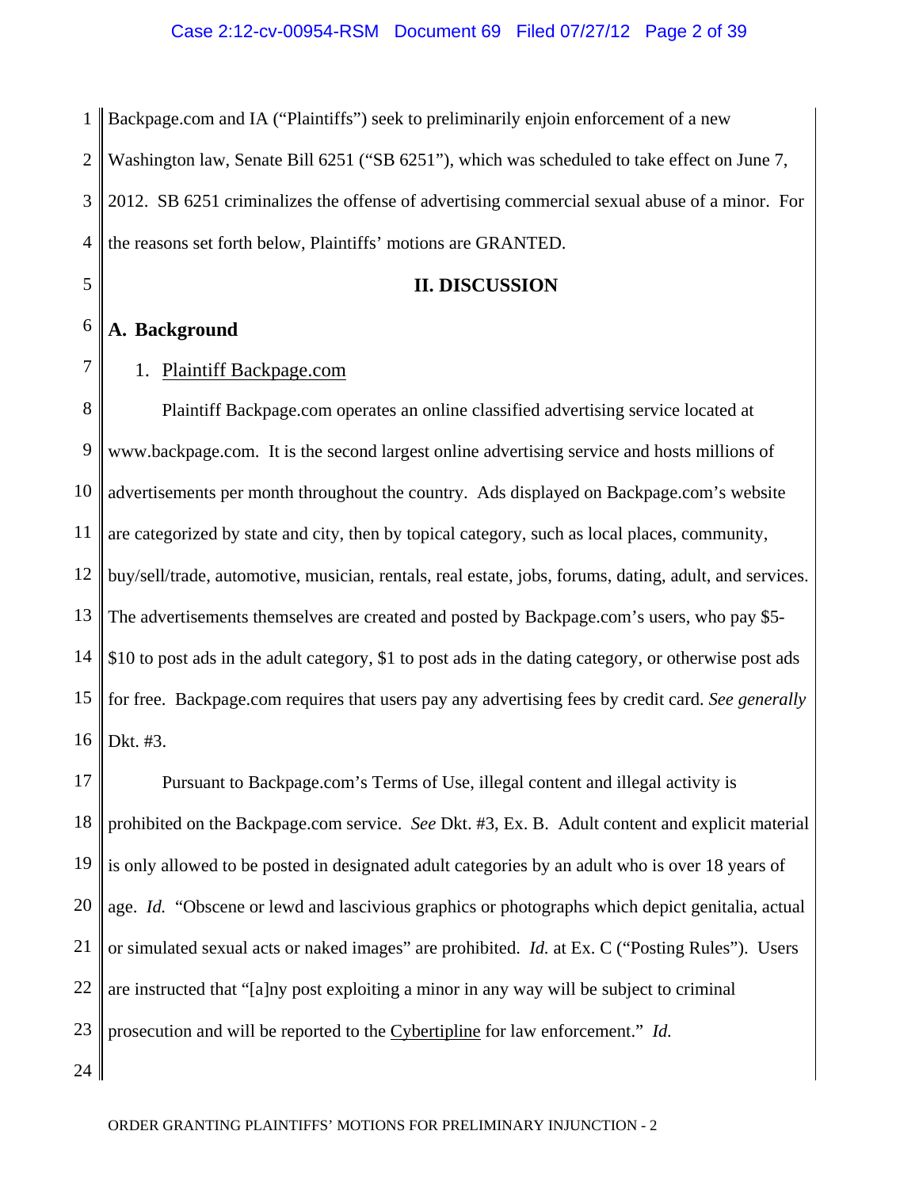Backpage.com and IA ("Plaintiffs") seek to preliminarily enjoin enforcement of a new Washington law, Senate Bill 6251 ("SB 6251"), which was scheduled to take effect on June 7, 2012. SB 6251 criminalizes the offense of advertising commercial sexual abuse of a minor. For the reasons set forth below, Plaintiffs' motions are GRANTED.

## II. DISCUSSION

### A. Background

#### 1. Plaintiff Backpage.com

Plaintiff Backpage.com operates an online classified advertising service located at www.backpage.com. It is the second largest online advertising service and hosts millions of advertisements per month throughout the country. Ads displayed on Backpage.com's website are categorized by state and city, then by topical category, such as local places, community, buy/sell/trade, automotive, musician, rentals, real estate, jobs, forums, dating, adult, and services. The advertisements themselves are created and posted by Backpage.com's users, who pay $5-$10 to post ads in the adult category, $1 to post ads in the dating category, or otherwise post ads for free. Backpage.com requires that users pay any advertising fees by credit card. *See generally* Dkt. #3.

Pursuant to Backpage.com's Terms of Use, illegal content and illegal activity is prohibited on the Backpage.com service. *See* Dkt. #3, Ex. B. Adult content and explicit material is only allowed to be posted in designated adult categories by an adult who is over 18 years of age. *Id.* "Obscene or lewd and lascivious graphics or photographs which depict genitalia, actual or simulated sexual acts or naked images" are prohibited. *Id.* at Ex. C ("Posting Rules"). Users are instructed that "[a]ny post exploiting a minor in any way will be subject to criminal prosecution and will be reported to the Cybertipline for law enforcement." *Id.*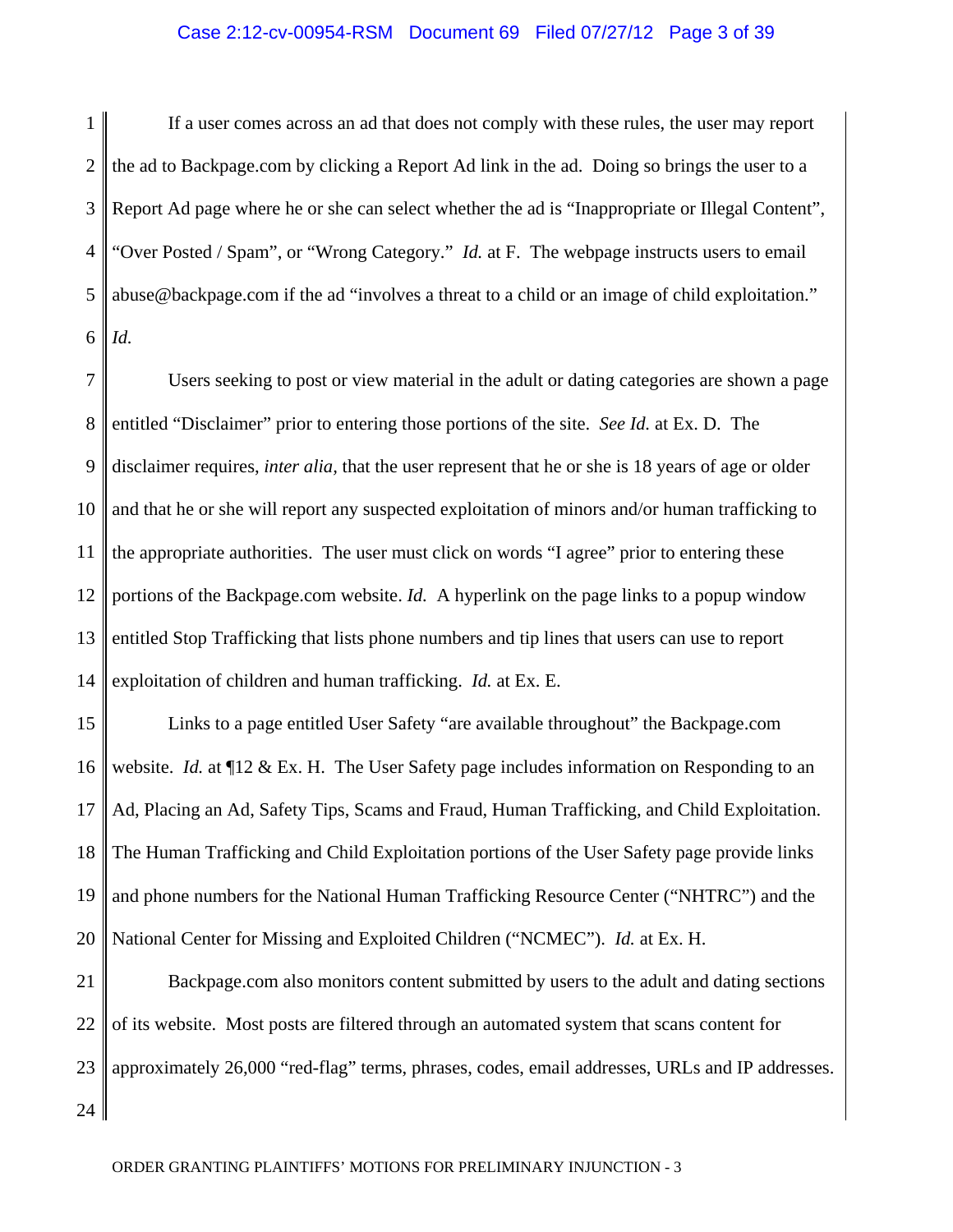If a user comes across an ad that does not comply with these rules, the user may report the ad to Backpage.com by clicking a Report Ad link in the ad. Doing so brings the user to a Report Ad page where he or she can select whether the ad is "Inappropriate or Illegal Content", "Over Posted / Spam", or "Wrong Category." *Id.* at F. The webpage instructs users to email abuse@backpage.com if the ad "involves a threat to a child or an image of child exploitation." *Id.*

Users seeking to post or view material in the adult or dating categories are shown a page entitled "Disclaimer" prior to entering those portions of the site. *See Id.* at Ex. D. The disclaimer requires, *inter alia,* that the user represent that he or she is 18 years of age or older and that he or she will report any suspected exploitation of minors and/or human trafficking to the appropriate authorities. The user must click on words "I agree" prior to entering these portions of the Backpage.com website. *Id.* A hyperlink on the page links to a popup window entitled Stop Trafficking that lists phone numbers and tip lines that users can use to report exploitation of children and human trafficking. *Id.* at Ex. E.

Links to a page entitled User Safety "are available throughout" the Backpage.com website. *Id.* at ¶12 & Ex. H. The User Safety page includes information on Responding to an Ad, Placing an Ad, Safety Tips, Scams and Fraud, Human Trafficking, and Child Exploitation. The Human Trafficking and Child Exploitation portions of the User Safety page provide links and phone numbers for the National Human Trafficking Resource Center ("NHTRC") and the National Center for Missing and Exploited Children ("NCMEC"). *Id.* at Ex. H.

Backpage.com also monitors content submitted by users to the adult and dating sections of its website. Most posts are filtered through an automated system that scans content for approximately 26,000 "red-flag" terms, phrases, codes, email addresses, URLs and IP addresses.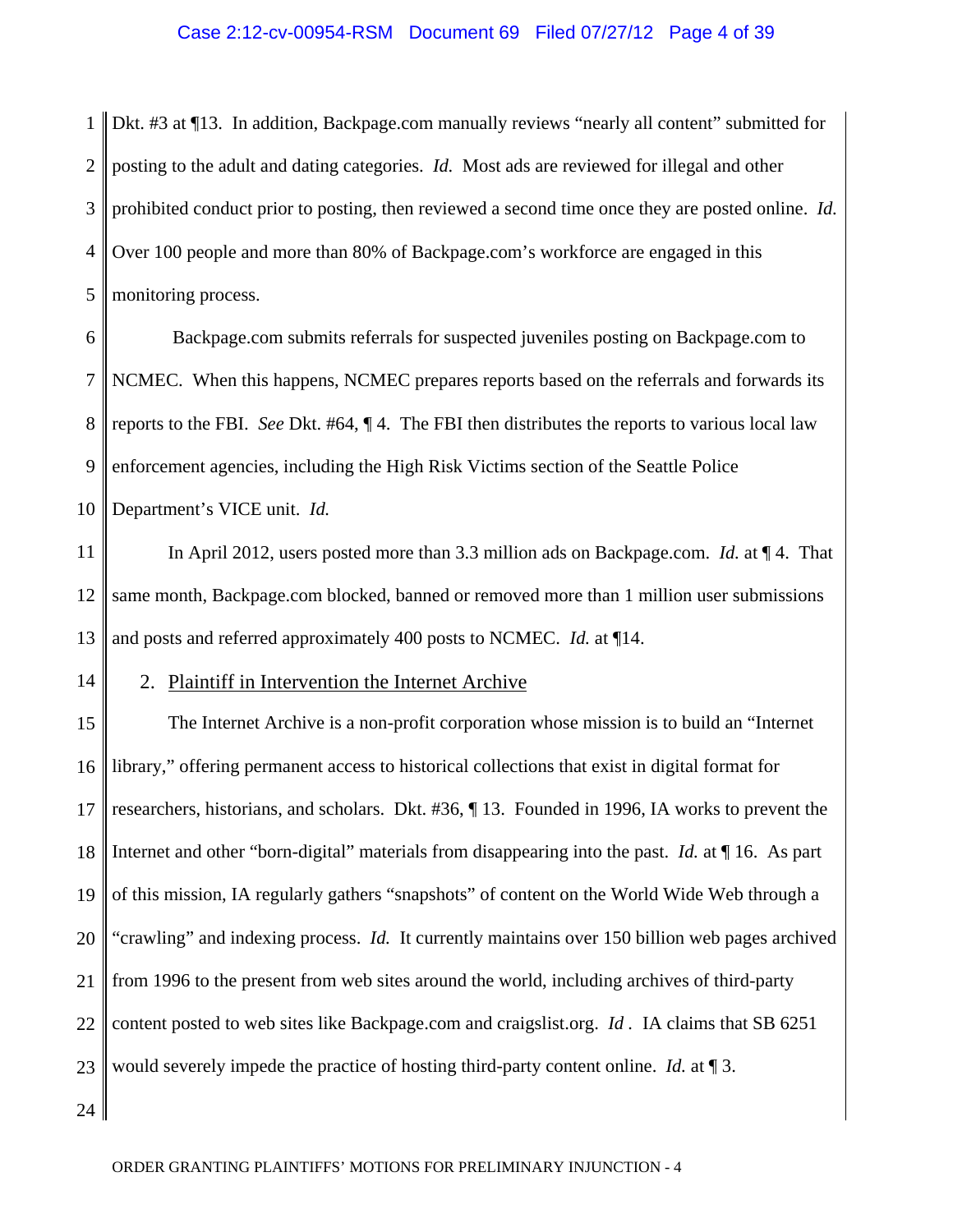Dkt. #3 at ¶13. In addition, Backpage.com manually reviews "nearly all content" submitted for posting to the adult and dating categories. *Id.* Most ads are reviewed for illegal and other prohibited conduct prior to posting, then reviewed a second time once they are posted online. *Id.* Over 100 people and more than 80% of Backpage.com's workforce are engaged in this monitoring process.

Backpage.com submits referrals for suspected juveniles posting on Backpage.com to NCMEC. When this happens, NCMEC prepares reports based on the referrals and forwards its reports to the FBI. *See* Dkt. #64, ¶ 4. The FBI then distributes the reports to various local law enforcement agencies, including the High Risk Victims section of the Seattle Police Department's VICE unit. *Id.*

In April 2012, users posted more than 3.3 million ads on Backpage.com. *Id.* at ¶ 4. That same month, Backpage.com blocked, banned or removed more than 1 million user submissions and posts and referred approximately 400 posts to NCMEC. *Id.* at ¶14.

2. Plaintiff in Intervention the Internet Archive

The Internet Archive is a non-profit corporation whose mission is to build an "Internet library," offering permanent access to historical collections that exist in digital format for researchers, historians, and scholars. Dkt. #36, ¶ 13. Founded in 1996, IA works to prevent the Internet and other "born-digital" materials from disappearing into the past. *Id.* at ¶ 16. As part of this mission, IA regularly gathers "snapshots" of content on the World Wide Web through a "crawling" and indexing process. *Id.* It currently maintains over 150 billion web pages archived from 1996 to the present from web sites around the world, including archives of third-party content posted to web sites like Backpage.com and craigslist.org. *Id* . IA claims that SB 6251 would severely impede the practice of hosting third-party content online. *Id.* at ¶ 3.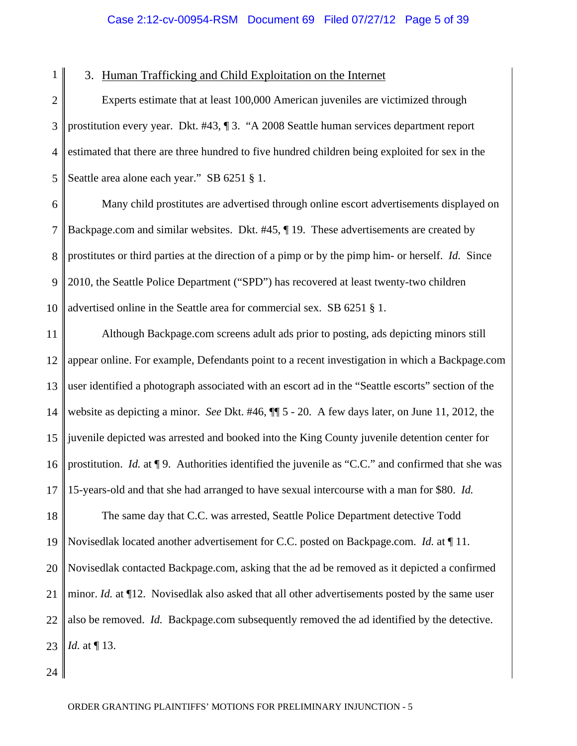3. Human Trafficking and Child Exploitation on the Internet

Experts estimate that at least 100,000 American juveniles are victimized through prostitution every year. Dkt. #43, ¶ 3. "A 2008 Seattle human services department report estimated that there are three hundred to five hundred children being exploited for sex in the Seattle area alone each year." SB 6251 § 1.

Many child prostitutes are advertised through online escort advertisements displayed on Backpage.com and similar websites. Dkt. #45, ¶ 19. These advertisements are created by prostitutes or third parties at the direction of a pimp or by the pimp him- or herself. *Id.* Since 2010, the Seattle Police Department ("SPD") has recovered at least twenty-two children advertised online in the Seattle area for commercial sex. SB 6251 § 1.

Although Backpage.com screens adult ads prior to posting, ads depicting minors still appear online. For example, Defendants point to a recent investigation in which a Backpage.com user identified a photograph associated with an escort ad in the "Seattle escorts" section of the website as depicting a minor. *See* Dkt. #46, ¶¶ 5 - 20. A few days later, on June 11, 2012, the juvenile depicted was arrested and booked into the King County juvenile detention center for prostitution. *Id.* at ¶ 9. Authorities identified the juvenile as "C.C." and confirmed that she was 15-years-old and that she had arranged to have sexual intercourse with a man for $80. *Id.*

The same day that C.C. was arrested, Seattle Police Department detective Todd Novisedlak located another advertisement for C.C. posted on Backpage.com. *Id.* at ¶ 11. Novisedlak contacted Backpage.com, asking that the ad be removed as it depicted a confirmed minor. *Id.* at ¶12. Novisedlak also asked that all other advertisements posted by the same user also be removed. *Id.* Backpage.com subsequently removed the ad identified by the detective. *Id.* at ¶ 13.

ORDER GRANTING PLAINTIFFS' MOTIONS FOR PRELIMINARY INJUNCTION - 5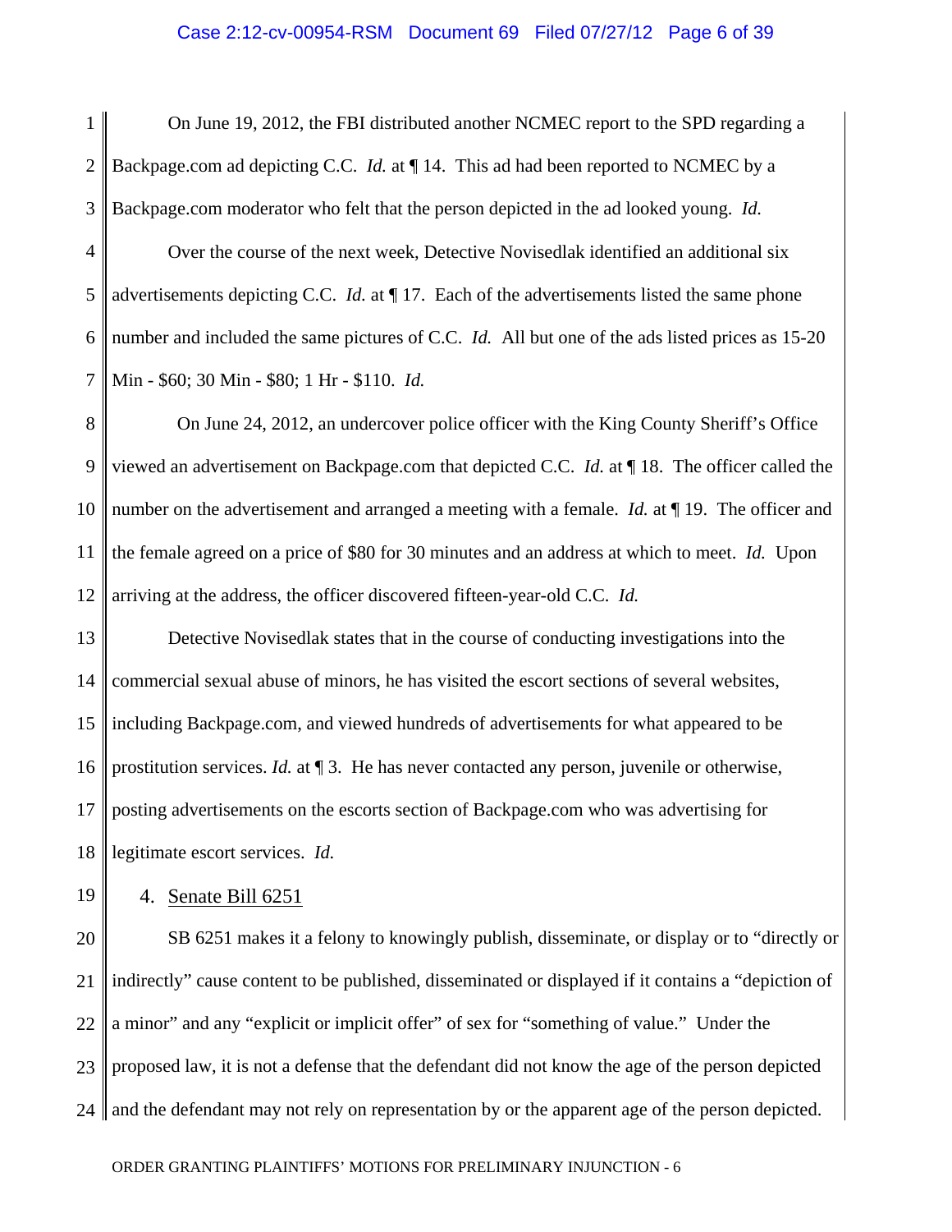On June 19, 2012, the FBI distributed another NCMEC report to the SPD regarding a Backpage.com ad depicting C.C. *Id.* at ¶ 14. This ad had been reported to NCMEC by a Backpage.com moderator who felt that the person depicted in the ad looked young. *Id.*

Over the course of the next week, Detective Novisedlak identified an additional six advertisements depicting C.C. *Id.* at ¶ 17. Each of the advertisements listed the same phone number and included the same pictures of C.C. *Id.* All but one of the ads listed prices as 15-20 Min - $60; 30 Min - $80; 1 Hr - $110. *Id.*

On June 24, 2012, an undercover police officer with the King County Sheriff's Office viewed an advertisement on Backpage.com that depicted C.C. *Id.* at ¶ 18. The officer called the number on the advertisement and arranged a meeting with a female. *Id.* at ¶ 19. The officer and the female agreed on a price of $80 for 30 minutes and an address at which to meet. *Id.* Upon arriving at the address, the officer discovered fifteen-year-old C.C. *Id.*

Detective Novisedlak states that in the course of conducting investigations into the commercial sexual abuse of minors, he has visited the escort sections of several websites, including Backpage.com, and viewed hundreds of advertisements for what appeared to be prostitution services. *Id.* at ¶ 3. He has never contacted any person, juvenile or otherwise, posting advertisements on the escorts section of Backpage.com who was advertising for legitimate escort services. *Id.*

4. Senate Bill 6251

SB 6251 makes it a felony to knowingly publish, disseminate, or display or to "directly or indirectly" cause content to be published, disseminated or displayed if it contains a "depiction of a minor" and any "explicit or implicit offer" of sex for "something of value." Under the proposed law, it is not a defense that the defendant did not know the age of the person depicted and the defendant may not rely on representation by or the apparent age of the person depicted.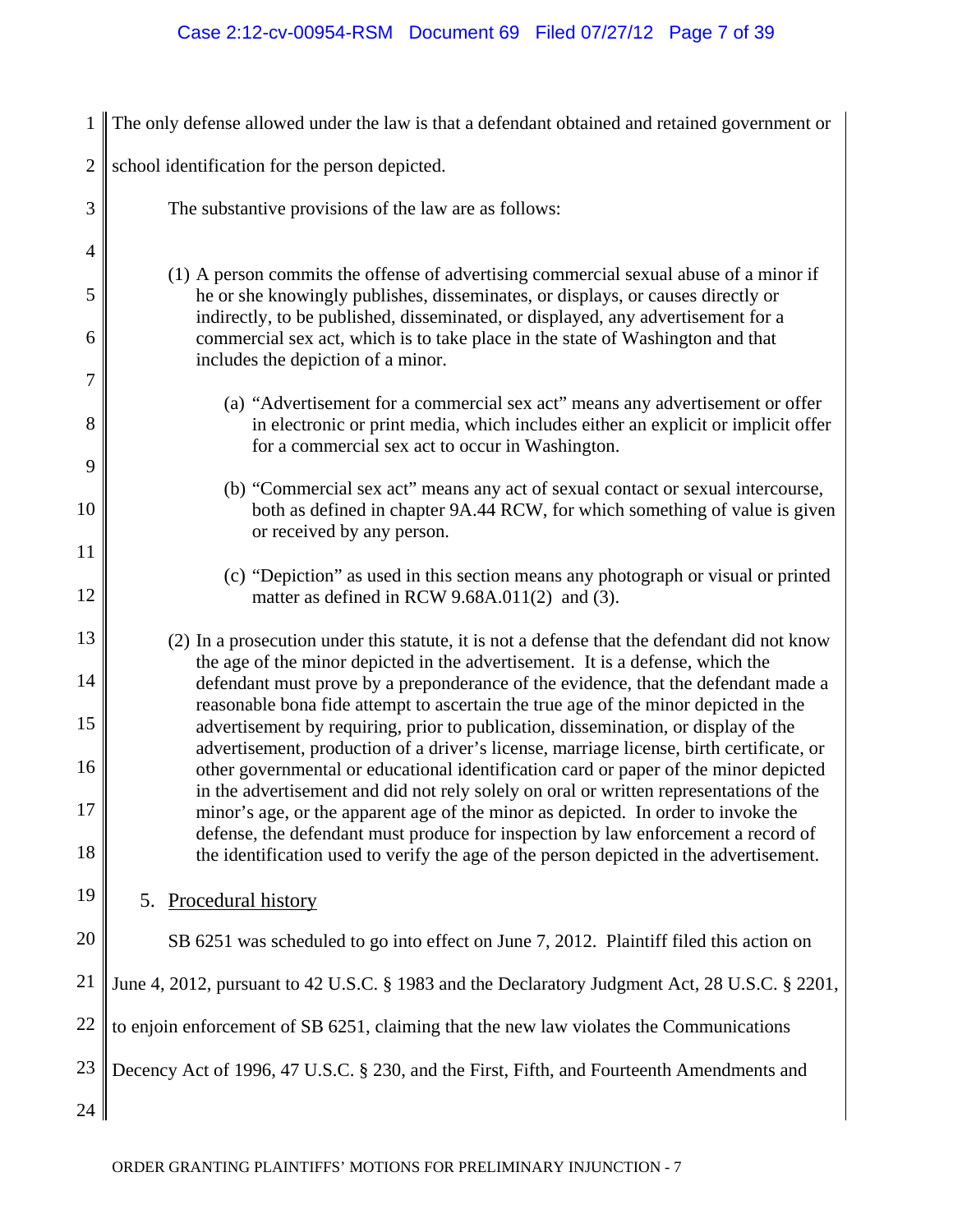The only defense allowed under the law is that a defendant obtained and retained government or school identification for the person depicted.

The substantive provisions of the law are as follows:

> (1) A person commits the offense of advertising commercial sexual abuse of a minor if he or she knowingly publishes, disseminates, or displays, or causes directly or indirectly, to be published, disseminated, or displayed, any advertisement for a commercial sex act, which is to take place in the state of Washington and that includes the depiction of a minor.
>
> > (a) "Advertisement for a commercial sex act" means any advertisement or offer in electronic or print media, which includes either an explicit or implicit offer for a commercial sex act to occur in Washington.
> >
> > (b) "Commercial sex act" means any act of sexual contact or sexual intercourse, both as defined in chapter 9A.44 RCW, for which something of value is given or received by any person.
> >
> > (c) "Depiction" as used in this section means any photograph or visual or printed matter as defined in RCW 9.68A.011(2) and (3).
>
> (2) In a prosecution under this statute, it is not a defense that the defendant did not know the age of the minor depicted in the advertisement. It is a defense, which the defendant must prove by a preponderance of the evidence, that the defendant made a reasonable bona fide attempt to ascertain the true age of the minor depicted in the advertisement by requiring, prior to publication, dissemination, or display of the advertisement, production of a driver's license, marriage license, birth certificate, or other governmental or educational identification card or paper of the minor depicted in the advertisement and did not rely solely on oral or written representations of the minor's age, or the apparent age of the minor as depicted. In order to invoke the defense, the defendant must produce for inspection by law enforcement a record of the identification used to verify the age of the person depicted in the advertisement.

### 5. Procedural history

SB 6251 was scheduled to go into effect on June 7, 2012. Plaintiff filed this action on June 4, 2012, pursuant to 42 U.S.C. § 1983 and the Declaratory Judgment Act, 28 U.S.C. § 2201, to enjoin enforcement of SB 6251, claiming that the new law violates the Communications Decency Act of 1996, 47 U.S.C. § 230, and the First, Fifth, and Fourteenth Amendments and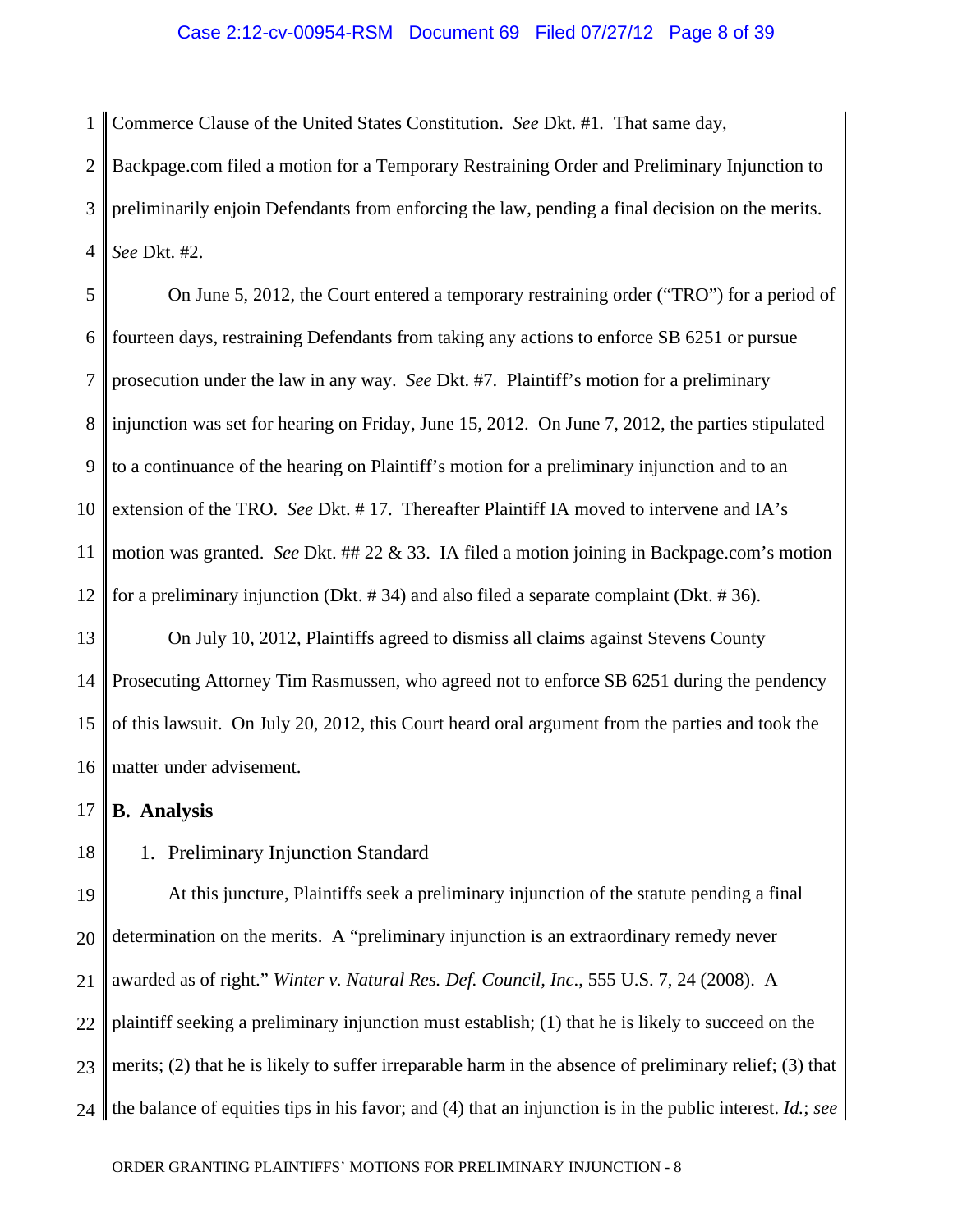Commerce Clause of the United States Constitution. *See* Dkt. #1. That same day, Backpage.com filed a motion for a Temporary Restraining Order and Preliminary Injunction to preliminarily enjoin Defendants from enforcing the law, pending a final decision on the merits. *See* Dkt. #2.

On June 5, 2012, the Court entered a temporary restraining order ("TRO") for a period of fourteen days, restraining Defendants from taking any actions to enforce SB 6251 or pursue prosecution under the law in any way. *See* Dkt. #7. Plaintiff's motion for a preliminary injunction was set for hearing on Friday, June 15, 2012. On June 7, 2012, the parties stipulated to a continuance of the hearing on Plaintiff's motion for a preliminary injunction and to an extension of the TRO. *See* Dkt. # 17. Thereafter Plaintiff IA moved to intervene and IA's motion was granted. *See* Dkt. ## 22 & 33. IA filed a motion joining in Backpage.com's motion for a preliminary injunction (Dkt. # 34) and also filed a separate complaint (Dkt. # 36).

On July 10, 2012, Plaintiffs agreed to dismiss all claims against Stevens County Prosecuting Attorney Tim Rasmussen, who agreed not to enforce SB 6251 during the pendency of this lawsuit. On July 20, 2012, this Court heard oral argument from the parties and took the matter under advisement.

## B. Analysis

### 1. Preliminary Injunction Standard

At this juncture, Plaintiffs seek a preliminary injunction of the statute pending a final determination on the merits. A "preliminary injunction is an extraordinary remedy never awarded as of right." *Winter v. Natural Res. Def. Council, Inc*., 555 U.S. 7, 24 (2008). A plaintiff seeking a preliminary injunction must establish; (1) that he is likely to succeed on the merits; (2) that he is likely to suffer irreparable harm in the absence of preliminary relief; (3) that the balance of equities tips in his favor; and (4) that an injunction is in the public interest. *Id.*; *see*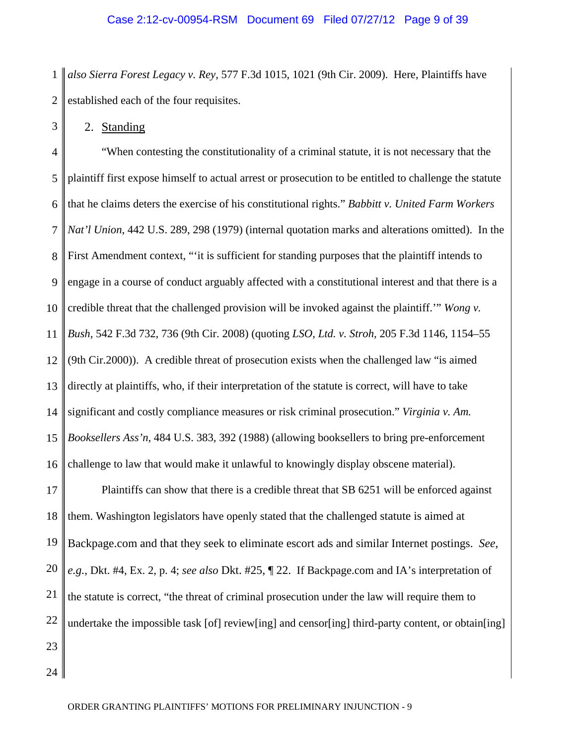*also Sierra Forest Legacy v. Rey*, 577 F.3d 1015, 1021 (9th Cir. 2009). Here, Plaintiffs have established each of the four requisites.

2. Standing

"When contesting the constitutionality of a criminal statute, it is not necessary that the plaintiff first expose himself to actual arrest or prosecution to be entitled to challenge the statute that he claims deters the exercise of his constitutional rights." *Babbitt v. United Farm Workers Nat'l Union*, 442 U.S. 289, 298 (1979) (internal quotation marks and alterations omitted). In the First Amendment context, "'it is sufficient for standing purposes that the plaintiff intends to engage in a course of conduct arguably affected with a constitutional interest and that there is a credible threat that the challenged provision will be invoked against the plaintiff.'" *Wong v. Bush*, 542 F.3d 732, 736 (9th Cir. 2008) (quoting *LSO, Ltd. v. Stroh*, 205 F.3d 1146, 1154–55 (9th Cir.2000)). A credible threat of prosecution exists when the challenged law "is aimed directly at plaintiffs, who, if their interpretation of the statute is correct, will have to take significant and costly compliance measures or risk criminal prosecution." *Virginia v. Am. Booksellers Ass'n*, 484 U.S. 383, 392 (1988) (allowing booksellers to bring pre-enforcement challenge to law that would make it unlawful to knowingly display obscene material).

Plaintiffs can show that there is a credible threat that SB 6251 will be enforced against them. Washington legislators have openly stated that the challenged statute is aimed at Backpage.com and that they seek to eliminate escort ads and similar Internet postings. *See*, *e.g.*, Dkt. #4, Ex. 2, p. 4; *see also* Dkt. #25, ¶ 22. If Backpage.com and IA's interpretation of the statute is correct, "the threat of criminal prosecution under the law will require them to undertake the impossible task [of] review[ing] and censor[ing] third-party content, or obtain[ing]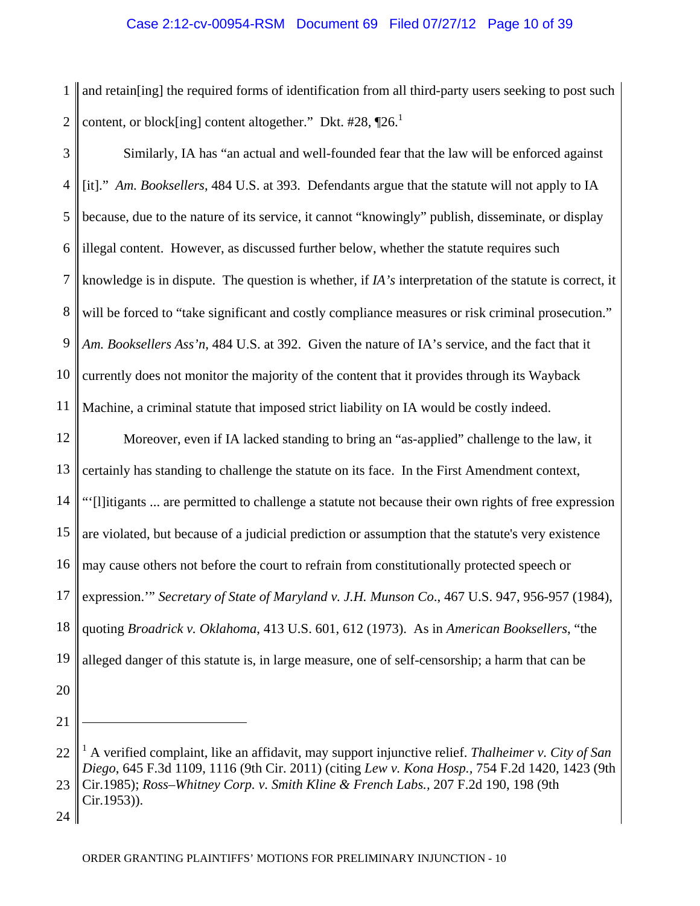and retain[ing] the required forms of identification from all third-party users seeking to post such content, or block[ing] content altogether." Dkt. #28, ¶26.[1]

Similarly, IA has "an actual and well-founded fear that the law will be enforced against [it]." *Am. Booksellers*, 484 U.S. at 393. Defendants argue that the statute will not apply to IA because, due to the nature of its service, it cannot "knowingly" publish, disseminate, or display illegal content. However, as discussed further below, whether the statute requires such knowledge is in dispute. The question is whether, if *IA's* interpretation of the statute is correct, it will be forced to "take significant and costly compliance measures or risk criminal prosecution." *Am. Booksellers Ass'n*, 484 U.S. at 392. Given the nature of IA's service, and the fact that it currently does not monitor the majority of the content that it provides through its Wayback Machine, a criminal statute that imposed strict liability on IA would be costly indeed.

Moreover, even if IA lacked standing to bring an "as-applied" challenge to the law, it certainly has standing to challenge the statute on its face. In the First Amendment context, "'[l]itigants ... are permitted to challenge a statute not because their own rights of free expression are violated, but because of a judicial prediction or assumption that the statute's very existence may cause others not before the court to refrain from constitutionally protected speech or expression.'" *Secretary of State of Maryland v. J.H. Munson Co.*, 467 U.S. 947, 956-957 (1984), quoting *Broadrick v. Oklahoma*, 413 U.S. 601, 612 (1973). As in *American Booksellers*, "the alleged danger of this statute is, in large measure, one of self-censorship; a harm that can be

---

[1] A verified complaint, like an affidavit, may support injunctive relief. *Thalheimer v. City of San Diego*, 645 F.3d 1109, 1116 (9th Cir. 2011) (citing *Lew v. Kona Hosp.*, 754 F.2d 1420, 1423 (9th Cir.1985); *Ross–Whitney Corp. v. Smith Kline & French Labs.*, 207 F.2d 190, 198 (9th Cir.1953)).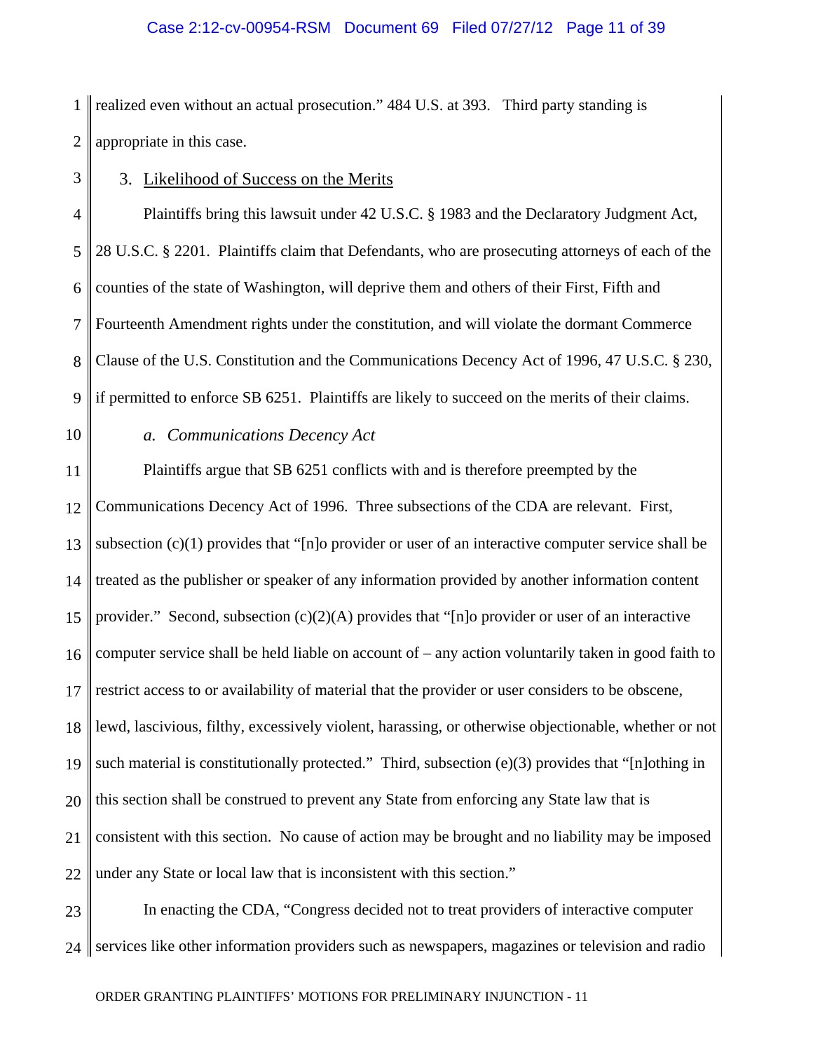realized even without an actual prosecution." 484 U.S. at 393. Third party standing is appropriate in this case.

3. Likelihood of Success on the Merits

Plaintiffs bring this lawsuit under 42 U.S.C. § 1983 and the Declaratory Judgment Act, 28 U.S.C. § 2201. Plaintiffs claim that Defendants, who are prosecuting attorneys of each of the counties of the state of Washington, will deprive them and others of their First, Fifth and Fourteenth Amendment rights under the constitution, and will violate the dormant Commerce Clause of the U.S. Constitution and the Communications Decency Act of 1996, 47 U.S.C. § 230, if permitted to enforce SB 6251. Plaintiffs are likely to succeed on the merits of their claims.

*a. Communications Decency Act*

Plaintiffs argue that SB 6251 conflicts with and is therefore preempted by the Communications Decency Act of 1996. Three subsections of the CDA are relevant. First, subsection (c)(1) provides that "[n]o provider or user of an interactive computer service shall be treated as the publisher or speaker of any information provided by another information content provider." Second, subsection (c)(2)(A) provides that "[n]o provider or user of an interactive computer service shall be held liable on account of – any action voluntarily taken in good faith to restrict access to or availability of material that the provider or user considers to be obscene, lewd, lascivious, filthy, excessively violent, harassing, or otherwise objectionable, whether or not such material is constitutionally protected." Third, subsection (e)(3) provides that "[n]othing in this section shall be construed to prevent any State from enforcing any State law that is consistent with this section. No cause of action may be brought and no liability may be imposed under any State or local law that is inconsistent with this section."

In enacting the CDA, "Congress decided not to treat providers of interactive computer services like other information providers such as newspapers, magazines or television and radio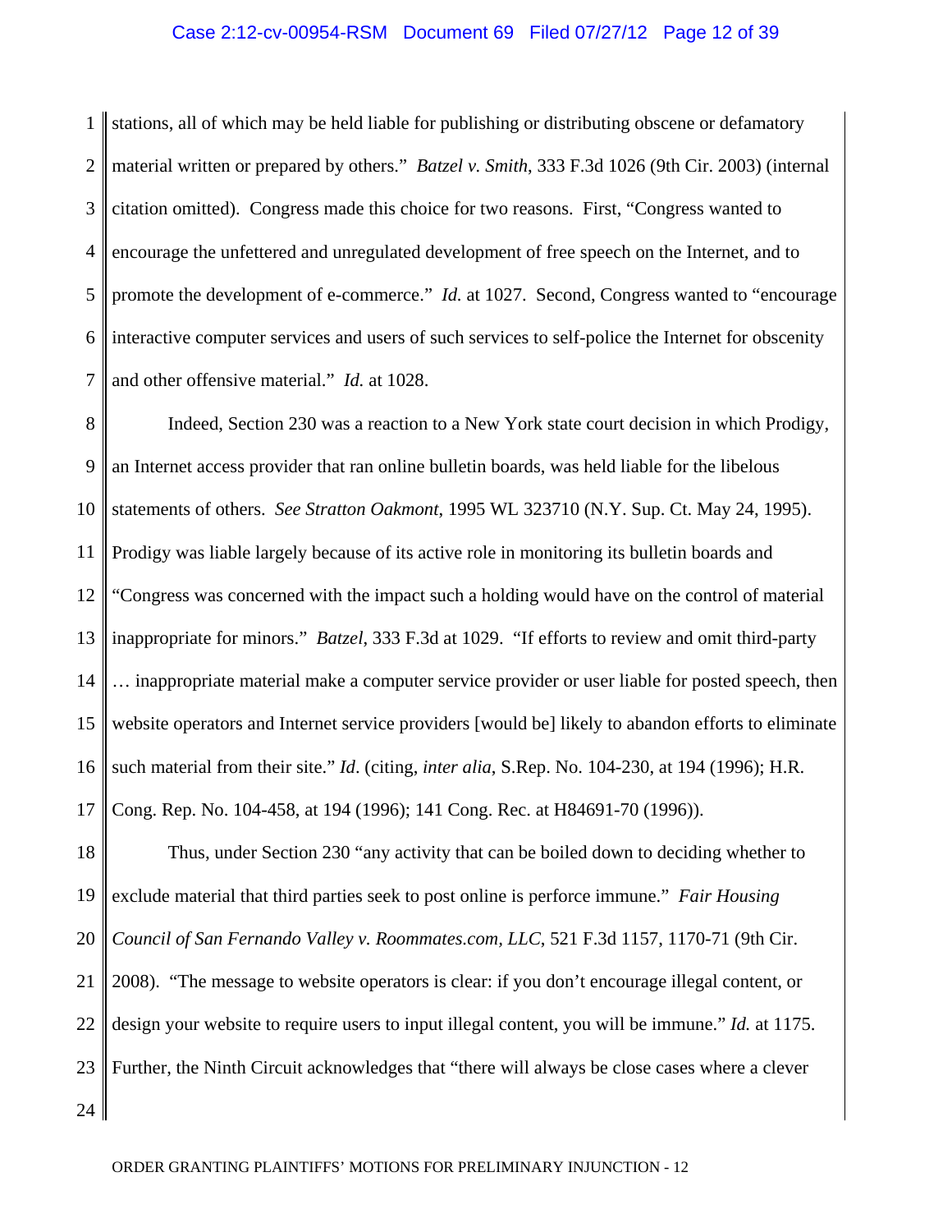stations, all of which may be held liable for publishing or distributing obscene or defamatory material written or prepared by others." *Batzel v. Smith*, 333 F.3d 1026 (9th Cir. 2003) (internal citation omitted). Congress made this choice for two reasons. First, "Congress wanted to encourage the unfettered and unregulated development of free speech on the Internet, and to promote the development of e-commerce." *Id.* at 1027. Second, Congress wanted to "encourage interactive computer services and users of such services to self-police the Internet for obscenity and other offensive material." *Id.* at 1028.

Indeed, Section 230 was a reaction to a New York state court decision in which Prodigy, an Internet access provider that ran online bulletin boards, was held liable for the libelous statements of others. *See Stratton Oakmont*, 1995 WL 323710 (N.Y. Sup. Ct. May 24, 1995). Prodigy was liable largely because of its active role in monitoring its bulletin boards and "Congress was concerned with the impact such a holding would have on the control of material inappropriate for minors." *Batzel*, 333 F.3d at 1029. "If efforts to review and omit third-party … inappropriate material make a computer service provider or user liable for posted speech, then website operators and Internet service providers [would be] likely to abandon efforts to eliminate such material from their site." *Id*. (citing, *inter alia*, S.Rep. No. 104-230, at 194 (1996); H.R. Cong. Rep. No. 104-458, at 194 (1996); 141 Cong. Rec. at H84691-70 (1996)).

Thus, under Section 230 "any activity that can be boiled down to deciding whether to exclude material that third parties seek to post online is perforce immune." *Fair Housing Council of San Fernando Valley v. Roommates.com, LLC*, 521 F.3d 1157, 1170-71 (9th Cir. 2008). "The message to website operators is clear: if you don't encourage illegal content, or design your website to require users to input illegal content, you will be immune." *Id.* at 1175. Further, the Ninth Circuit acknowledges that "there will always be close cases where a clever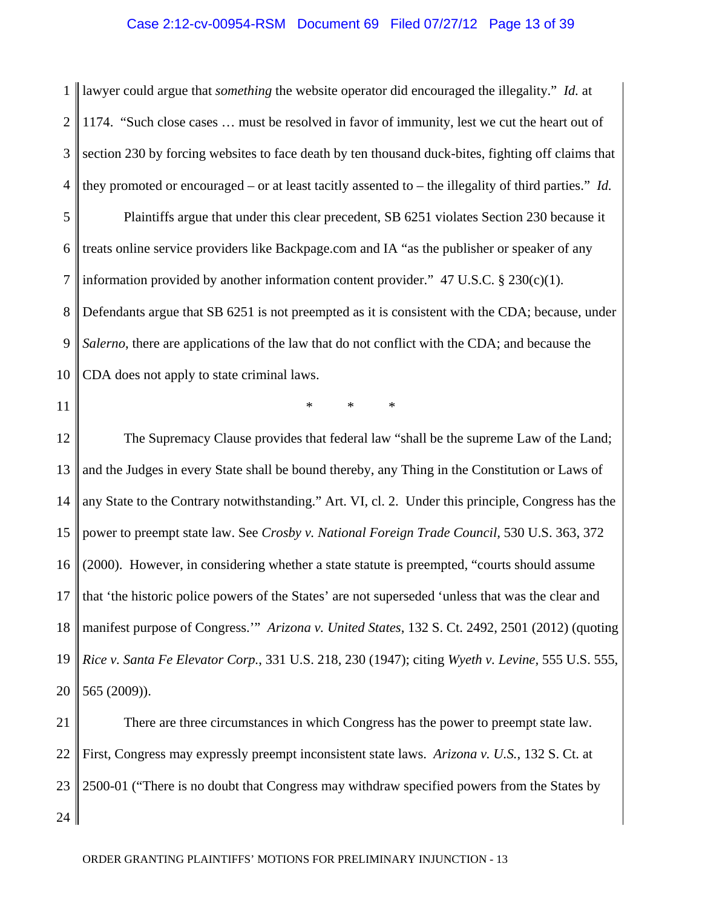lawyer could argue that *something* the website operator did encouraged the illegality." *Id.* at 1174. "Such close cases … must be resolved in favor of immunity, lest we cut the heart out of section 230 by forcing websites to face death by ten thousand duck-bites, fighting off claims that they promoted or encouraged – or at least tacitly assented to – the illegality of third parties." *Id.*

Plaintiffs argue that under this clear precedent, SB 6251 violates Section 230 because it treats online service providers like Backpage.com and IA "as the publisher or speaker of any information provided by another information content provider." 47 U.S.C. § 230(c)(1). Defendants argue that SB 6251 is not preempted as it is consistent with the CDA; because, under *Salerno*, there are applications of the law that do not conflict with the CDA; and because the CDA does not apply to state criminal laws.

\* \* \*

The Supremacy Clause provides that federal law "shall be the supreme Law of the Land; and the Judges in every State shall be bound thereby, any Thing in the Constitution or Laws of any State to the Contrary notwithstanding." Art. VI, cl. 2. Under this principle, Congress has the power to preempt state law. See *Crosby v. National Foreign Trade Council,* 530 U.S. 363, 372 (2000). However, in considering whether a state statute is preempted, "courts should assume that 'the historic police powers of the States' are not superseded 'unless that was the clear and manifest purpose of Congress.'" *Arizona v. United States*, 132 S. Ct. 2492, 2501 (2012) (quoting *Rice v. Santa Fe Elevator Corp.*, 331 U.S. 218, 230 (1947); citing *Wyeth v. Levine*, 555 U.S. 555, 565 (2009)).

There are three circumstances in which Congress has the power to preempt state law. First, Congress may expressly preempt inconsistent state laws. *Arizona v. U.S.*, 132 S. Ct. at 2500-01 ("There is no doubt that Congress may withdraw specified powers from the States by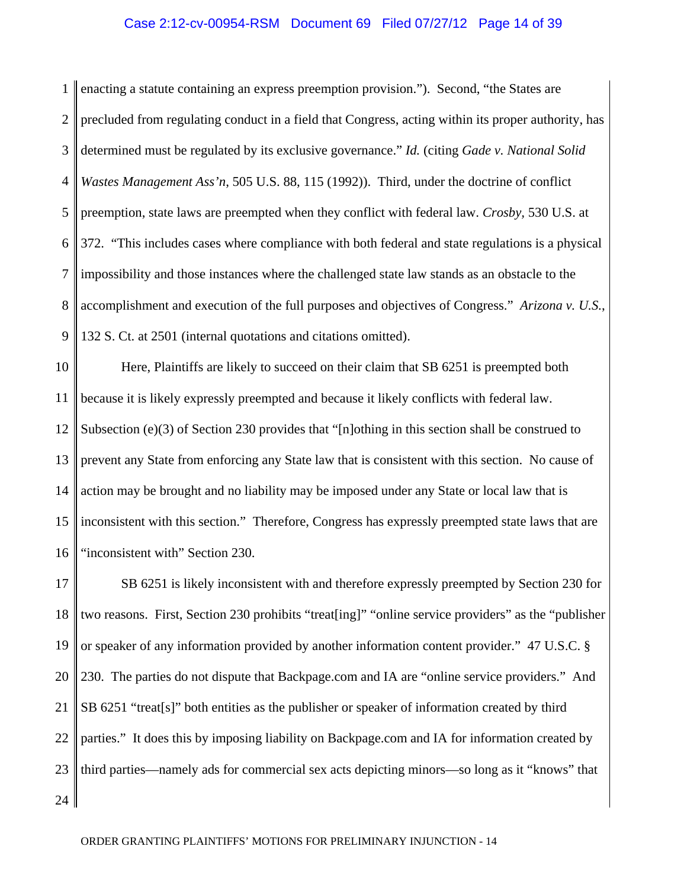enacting a statute containing an express preemption provision."). Second, "the States are precluded from regulating conduct in a field that Congress, acting within its proper authority, has determined must be regulated by its exclusive governance." *Id.* (citing *Gade v. National Solid Wastes Management Ass'n*, 505 U.S. 88, 115 (1992)). Third, under the doctrine of conflict preemption, state laws are preempted when they conflict with federal law. *Crosby*, 530 U.S. at 372. "This includes cases where compliance with both federal and state regulations is a physical impossibility and those instances where the challenged state law stands as an obstacle to the accomplishment and execution of the full purposes and objectives of Congress." *Arizona v. U.S.*, 132 S. Ct. at 2501 (internal quotations and citations omitted).

Here, Plaintiffs are likely to succeed on their claim that SB 6251 is preempted both because it is likely expressly preempted and because it likely conflicts with federal law. Subsection (e)(3) of Section 230 provides that "[n]othing in this section shall be construed to prevent any State from enforcing any State law that is consistent with this section. No cause of action may be brought and no liability may be imposed under any State or local law that is inconsistent with this section." Therefore, Congress has expressly preempted state laws that are "inconsistent with" Section 230.

SB 6251 is likely inconsistent with and therefore expressly preempted by Section 230 for two reasons. First, Section 230 prohibits "treat[ing]" "online service providers" as the "publisher or speaker of any information provided by another information content provider." 47 U.S.C. § 230. The parties do not dispute that Backpage.com and IA are "online service providers." And SB 6251 "treat[s]" both entities as the publisher or speaker of information created by third parties." It does this by imposing liability on Backpage.com and IA for information created by third parties—namely ads for commercial sex acts depicting minors—so long as it "knows" that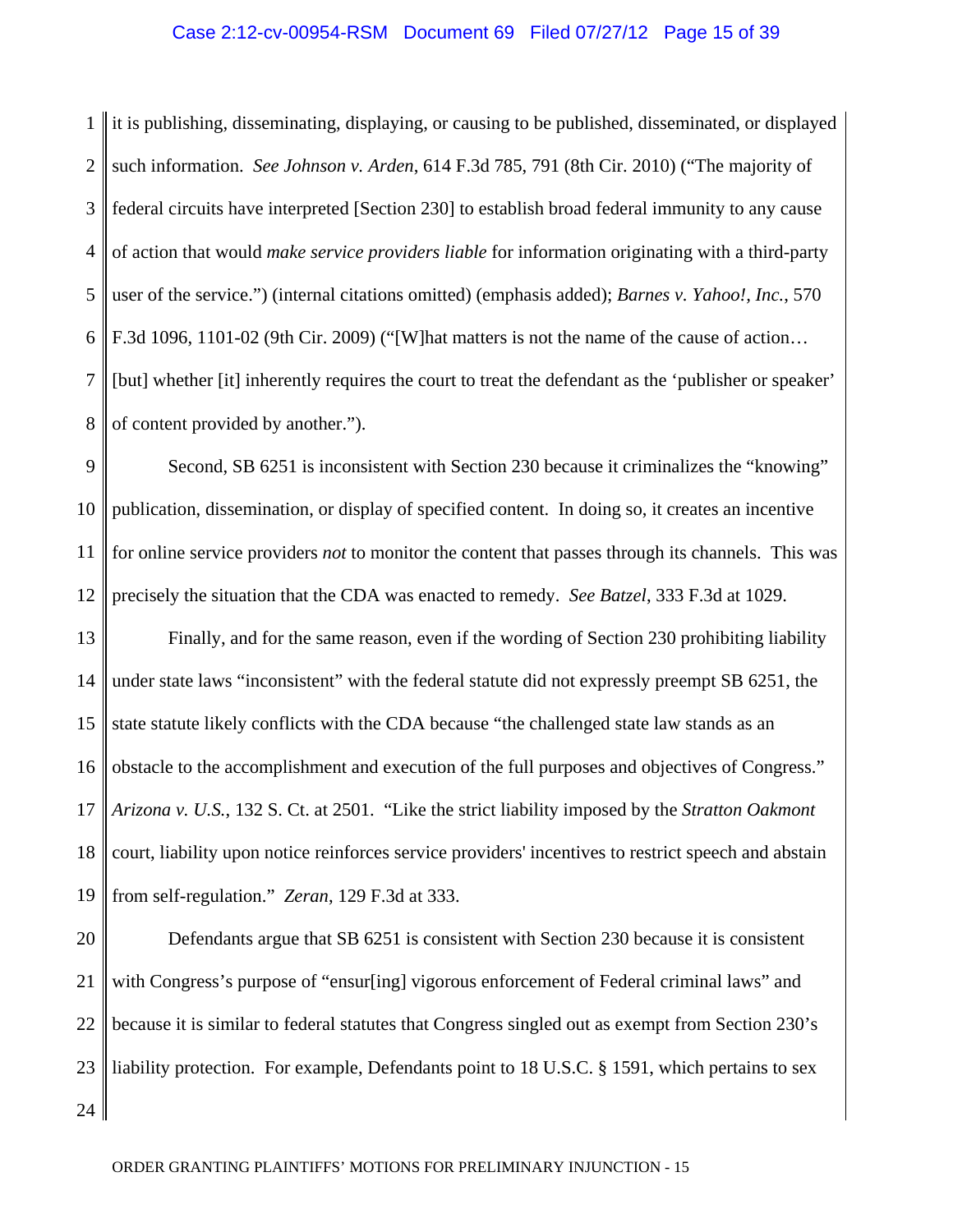it is publishing, disseminating, displaying, or causing to be published, disseminated, or displayed such information. *See Johnson v. Arden*, 614 F.3d 785, 791 (8th Cir. 2010) ("The majority of federal circuits have interpreted [Section 230] to establish broad federal immunity to any cause of action that would *make service providers liable* for information originating with a third-party user of the service.") (internal citations omitted) (emphasis added); *Barnes v. Yahoo!, Inc.*, 570 F.3d 1096, 1101-02 (9th Cir. 2009) ("[W]hat matters is not the name of the cause of action… [but] whether [it] inherently requires the court to treat the defendant as the 'publisher or speaker' of content provided by another.").

Second, SB 6251 is inconsistent with Section 230 because it criminalizes the "knowing" publication, dissemination, or display of specified content. In doing so, it creates an incentive for online service providers *not* to monitor the content that passes through its channels. This was precisely the situation that the CDA was enacted to remedy. *See Batzel*, 333 F.3d at 1029.

Finally, and for the same reason, even if the wording of Section 230 prohibiting liability under state laws "inconsistent" with the federal statute did not expressly preempt SB 6251, the state statute likely conflicts with the CDA because "the challenged state law stands as an obstacle to the accomplishment and execution of the full purposes and objectives of Congress." *Arizona v. U.S.*, 132 S. Ct. at 2501. "Like the strict liability imposed by the *Stratton Oakmont* court, liability upon notice reinforces service providers' incentives to restrict speech and abstain from self-regulation." *Zeran*, 129 F.3d at 333.

Defendants argue that SB 6251 is consistent with Section 230 because it is consistent with Congress's purpose of "ensur[ing] vigorous enforcement of Federal criminal laws" and because it is similar to federal statutes that Congress singled out as exempt from Section 230's liability protection. For example, Defendants point to 18 U.S.C. § 1591, which pertains to sex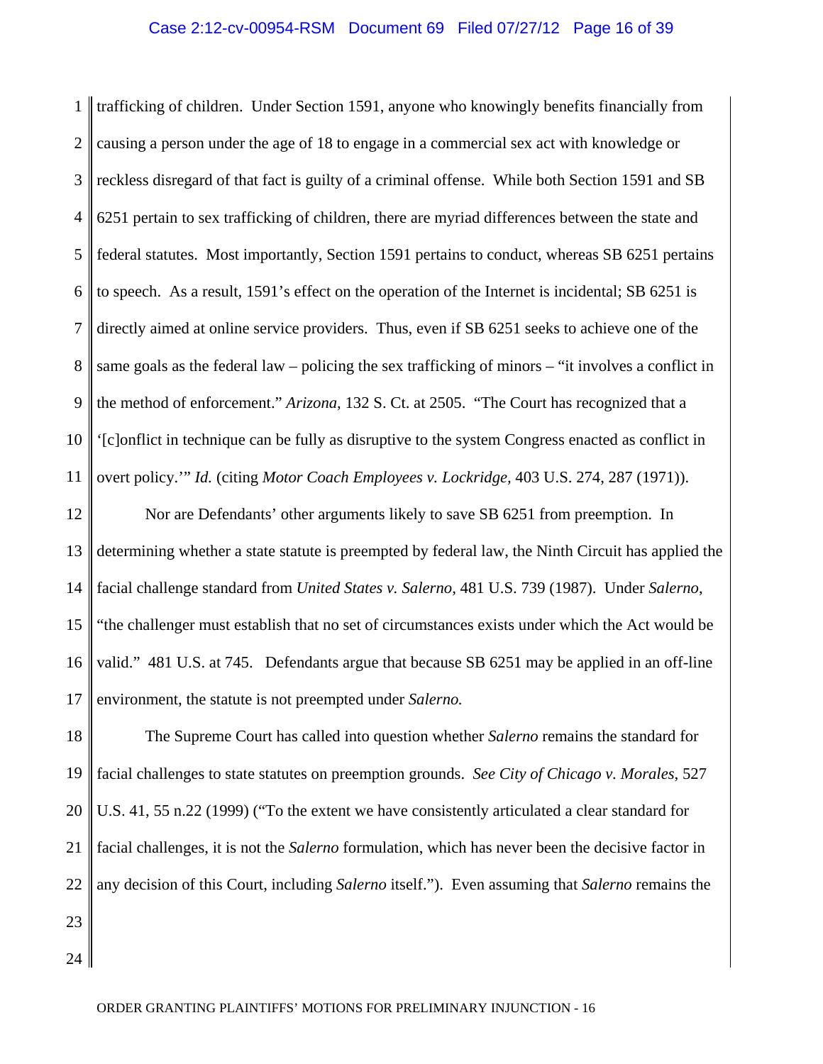trafficking of children. Under Section 1591, anyone who knowingly benefits financially from causing a person under the age of 18 to engage in a commercial sex act with knowledge or reckless disregard of that fact is guilty of a criminal offense. While both Section 1591 and SB 6251 pertain to sex trafficking of children, there are myriad differences between the state and federal statutes. Most importantly, Section 1591 pertains to conduct, whereas SB 6251 pertains to speech. As a result, 1591's effect on the operation of the Internet is incidental; SB 6251 is directly aimed at online service providers. Thus, even if SB 6251 seeks to achieve one of the same goals as the federal law – policing the sex trafficking of minors – "it involves a conflict in the method of enforcement." *Arizona*, 132 S. Ct. at 2505. "The Court has recognized that a '[c]onflict in technique can be fully as disruptive to the system Congress enacted as conflict in overt policy.'" *Id.* (citing *Motor Coach Employees v. Lockridge,* 403 U.S. 274, 287 (1971)).

Nor are Defendants' other arguments likely to save SB 6251 from preemption. In determining whether a state statute is preempted by federal law, the Ninth Circuit has applied the facial challenge standard from *United States v. Salerno,* 481 U.S. 739 (1987). Under *Salerno*, "the challenger must establish that no set of circumstances exists under which the Act would be valid." 481 U.S. at 745. Defendants argue that because SB 6251 may be applied in an off-line environment, the statute is not preempted under *Salerno.*

The Supreme Court has called into question whether *Salerno* remains the standard for facial challenges to state statutes on preemption grounds. *See City of Chicago v. Morales*, 527 U.S. 41, 55 n.22 (1999) ("To the extent we have consistently articulated a clear standard for facial challenges, it is not the *Salerno* formulation, which has never been the decisive factor in any decision of this Court, including *Salerno* itself."). Even assuming that *Salerno* remains the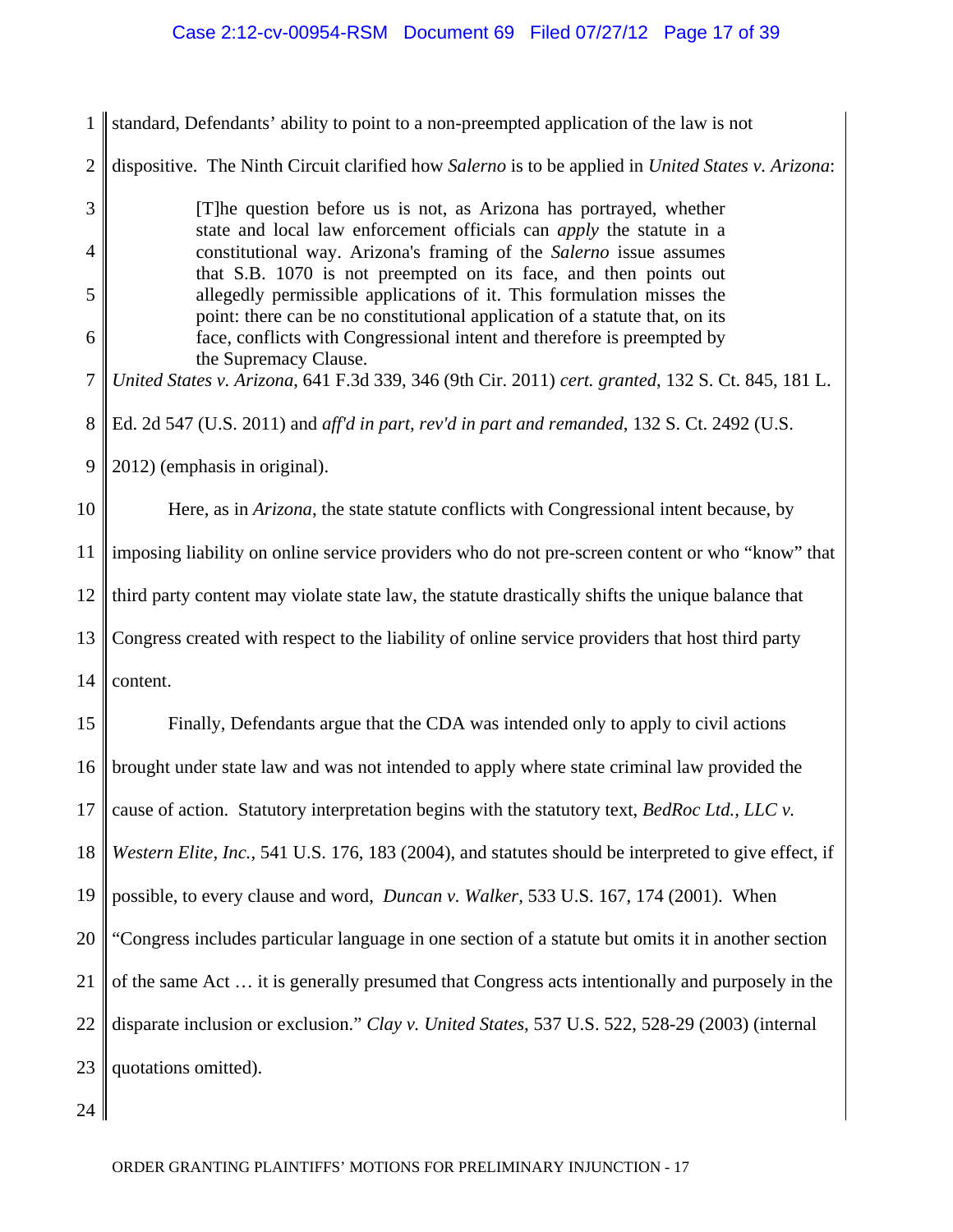standard, Defendants' ability to point to a non-preempted application of the law is not dispositive. The Ninth Circuit clarified how *Salerno* is to be applied in *United States v. Arizona*:

> [T]he question before us is not, as Arizona has portrayed, whether state and local law enforcement officials can *apply* the statute in a constitutional way. Arizona's framing of the *Salerno* issue assumes that S.B. 1070 is not preempted on its face, and then points out allegedly permissible applications of it. This formulation misses the point: there can be no constitutional application of a statute that, on its face, conflicts with Congressional intent and therefore is preempted by the Supremacy Clause.

*United States v. Arizona*, 641 F.3d 339, 346 (9th Cir. 2011) *cert. granted*, 132 S. Ct. 845, 181 L. Ed. 2d 547 (U.S. 2011) and *aff'd in part, rev'd in part and remanded*, 132 S. Ct. 2492 (U.S. 2012) (emphasis in original).

Here, as in *Arizona*, the state statute conflicts with Congressional intent because, by imposing liability on online service providers who do not pre-screen content or who "know" that third party content may violate state law, the statute drastically shifts the unique balance that Congress created with respect to the liability of online service providers that host third party content.

Finally, Defendants argue that the CDA was intended only to apply to civil actions brought under state law and was not intended to apply where state criminal law provided the cause of action. Statutory interpretation begins with the statutory text, *BedRoc Ltd., LLC v. Western Elite, Inc.,* 541 U.S. 176, 183 (2004), and statutes should be interpreted to give effect, if possible, to every clause and word, *Duncan v. Walker,* 533 U.S. 167, 174 (2001). When "Congress includes particular language in one section of a statute but omits it in another section of the same Act … it is generally presumed that Congress acts intentionally and purposely in the disparate inclusion or exclusion." *Clay v. United States*, 537 U.S. 522, 528-29 (2003) (internal quotations omitted).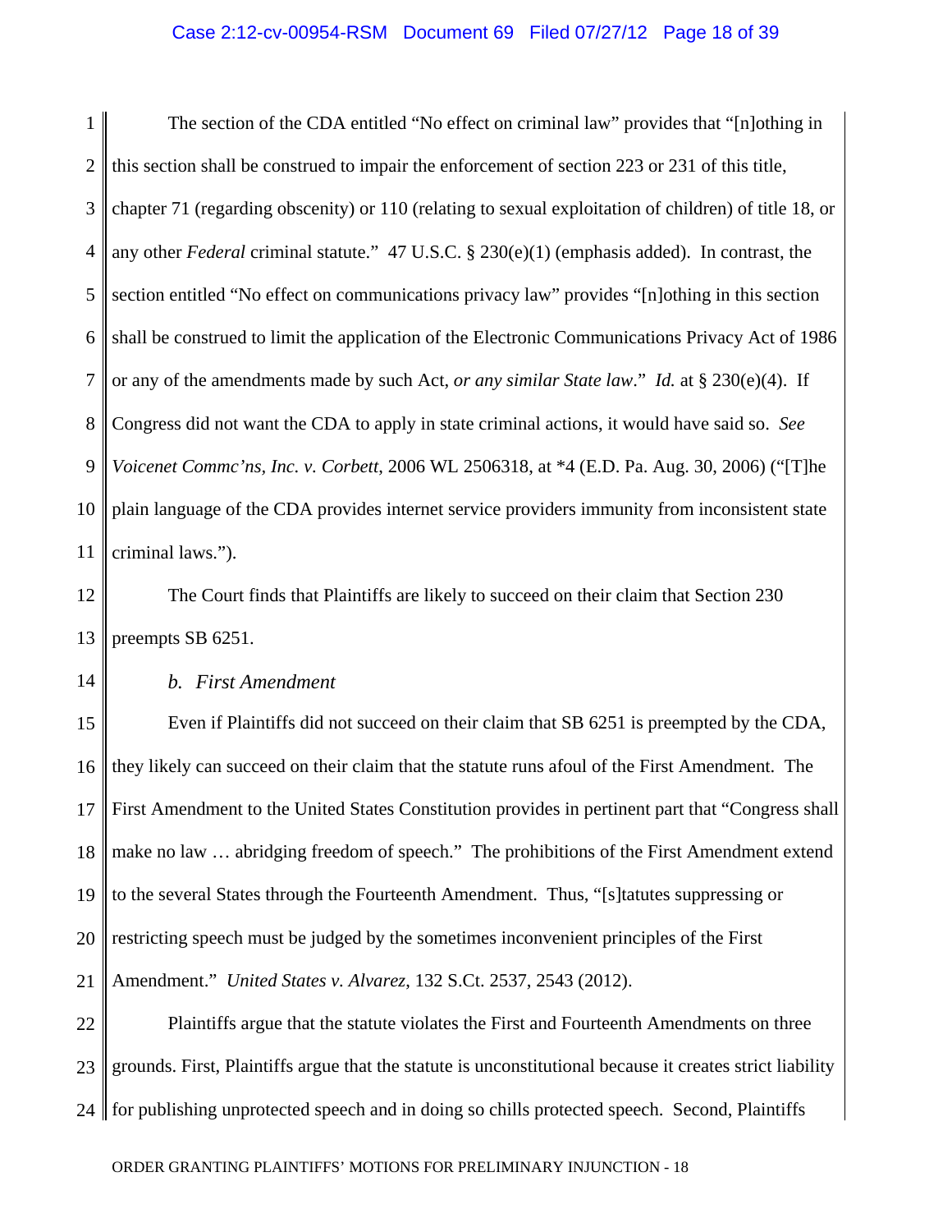The section of the CDA entitled "No effect on criminal law" provides that "[n]othing in this section shall be construed to impair the enforcement of section 223 or 231 of this title, chapter 71 (regarding obscenity) or 110 (relating to sexual exploitation of children) of title 18, or any other *Federal* criminal statute." 47 U.S.C. § 230(e)(1) (emphasis added). In contrast, the section entitled "No effect on communications privacy law" provides "[n]othing in this section shall be construed to limit the application of the Electronic Communications Privacy Act of 1986 or any of the amendments made by such Act, *or any similar State law*." *Id.* at § 230(e)(4). If Congress did not want the CDA to apply in state criminal actions, it would have said so. *See Voicenet Commc'ns, Inc. v. Corbett*, 2006 WL 2506318, at *4 (E.D. Pa. Aug. 30, 2006) ("[T]he plain language of the CDA provides internet service providers immunity from inconsistent state criminal laws.").

The Court finds that Plaintiffs are likely to succeed on their claim that Section 230 preempts SB 6251.

*b. First Amendment*

Even if Plaintiffs did not succeed on their claim that SB 6251 is preempted by the CDA, they likely can succeed on their claim that the statute runs afoul of the First Amendment. The First Amendment to the United States Constitution provides in pertinent part that "Congress shall make no law … abridging freedom of speech." The prohibitions of the First Amendment extend to the several States through the Fourteenth Amendment. Thus, "[s]tatutes suppressing or restricting speech must be judged by the sometimes inconvenient principles of the First Amendment." *United States v. Alvarez*, 132 S.Ct. 2537, 2543 (2012).

Plaintiffs argue that the statute violates the First and Fourteenth Amendments on three grounds. First, Plaintiffs argue that the statute is unconstitutional because it creates strict liability for publishing unprotected speech and in doing so chills protected speech. Second, Plaintiffs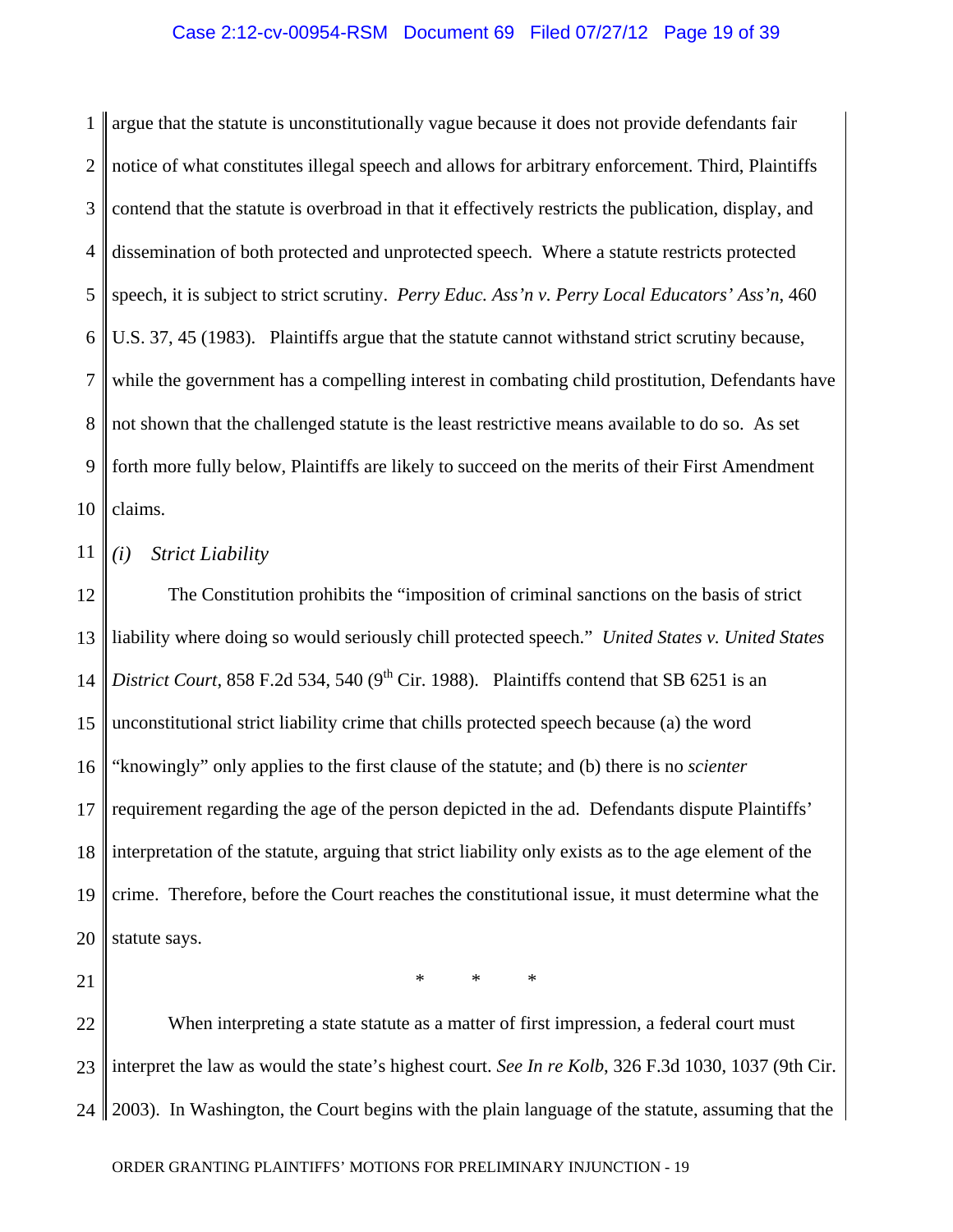argue that the statute is unconstitutionally vague because it does not provide defendants fair notice of what constitutes illegal speech and allows for arbitrary enforcement. Third, Plaintiffs contend that the statute is overbroad in that it effectively restricts the publication, display, and dissemination of both protected and unprotected speech. Where a statute restricts protected speech, it is subject to strict scrutiny. *Perry Educ. Ass'n v. Perry Local Educators' Ass'n*, 460 U.S. 37, 45 (1983). Plaintiffs argue that the statute cannot withstand strict scrutiny because, while the government has a compelling interest in combating child prostitution, Defendants have not shown that the challenged statute is the least restrictive means available to do so. As set forth more fully below, Plaintiffs are likely to succeed on the merits of their First Amendment claims.

*(i) Strict Liability*

The Constitution prohibits the "imposition of criminal sanctions on the basis of strict liability where doing so would seriously chill protected speech." *United States v. United States District Court*, 858 F.2d 534, 540 (9th Cir. 1988). Plaintiffs contend that SB 6251 is an unconstitutional strict liability crime that chills protected speech because (a) the word "knowingly" only applies to the first clause of the statute; and (b) there is no *scienter* requirement regarding the age of the person depicted in the ad. Defendants dispute Plaintiffs' interpretation of the statute, arguing that strict liability only exists as to the age element of the crime. Therefore, before the Court reaches the constitutional issue, it must determine what the statute says.

\* \* \*

When interpreting a state statute as a matter of first impression, a federal court must interpret the law as would the state's highest court. *See In re Kolb*, 326 F.3d 1030, 1037 (9th Cir. 2003). In Washington, the Court begins with the plain language of the statute, assuming that the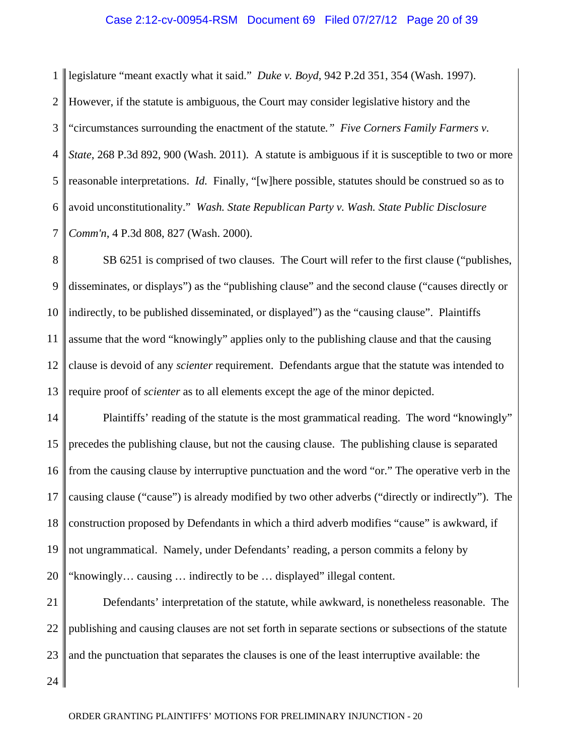legislature "meant exactly what it said." *Duke v. Boyd*, 942 P.2d 351, 354 (Wash. 1997). However, if the statute is ambiguous, the Court may consider legislative history and the "circumstances surrounding the enactment of the statute." *Five Corners Family Farmers v. State*, 268 P.3d 892, 900 (Wash. 2011). A statute is ambiguous if it is susceptible to two or more reasonable interpretations. *Id.* Finally, "[w]here possible, statutes should be construed so as to avoid unconstitutionality." *Wash. State Republican Party v. Wash. State Public Disclosure Comm'n*, 4 P.3d 808, 827 (Wash. 2000).

SB 6251 is comprised of two clauses. The Court will refer to the first clause ("publishes, disseminates, or displays") as the "publishing clause" and the second clause ("causes directly or indirectly, to be published disseminated, or displayed") as the "causing clause". Plaintiffs assume that the word "knowingly" applies only to the publishing clause and that the causing clause is devoid of any *scienter* requirement. Defendants argue that the statute was intended to require proof of *scienter* as to all elements except the age of the minor depicted.

Plaintiffs' reading of the statute is the most grammatical reading. The word "knowingly" precedes the publishing clause, but not the causing clause. The publishing clause is separated from the causing clause by interruptive punctuation and the word "or." The operative verb in the causing clause ("cause") is already modified by two other adverbs ("directly or indirectly"). The construction proposed by Defendants in which a third adverb modifies "cause" is awkward, if not ungrammatical. Namely, under Defendants' reading, a person commits a felony by "knowingly… causing … indirectly to be … displayed" illegal content.

Defendants' interpretation of the statute, while awkward, is nonetheless reasonable. The publishing and causing clauses are not set forth in separate sections or subsections of the statute and the punctuation that separates the clauses is one of the least interruptive available: the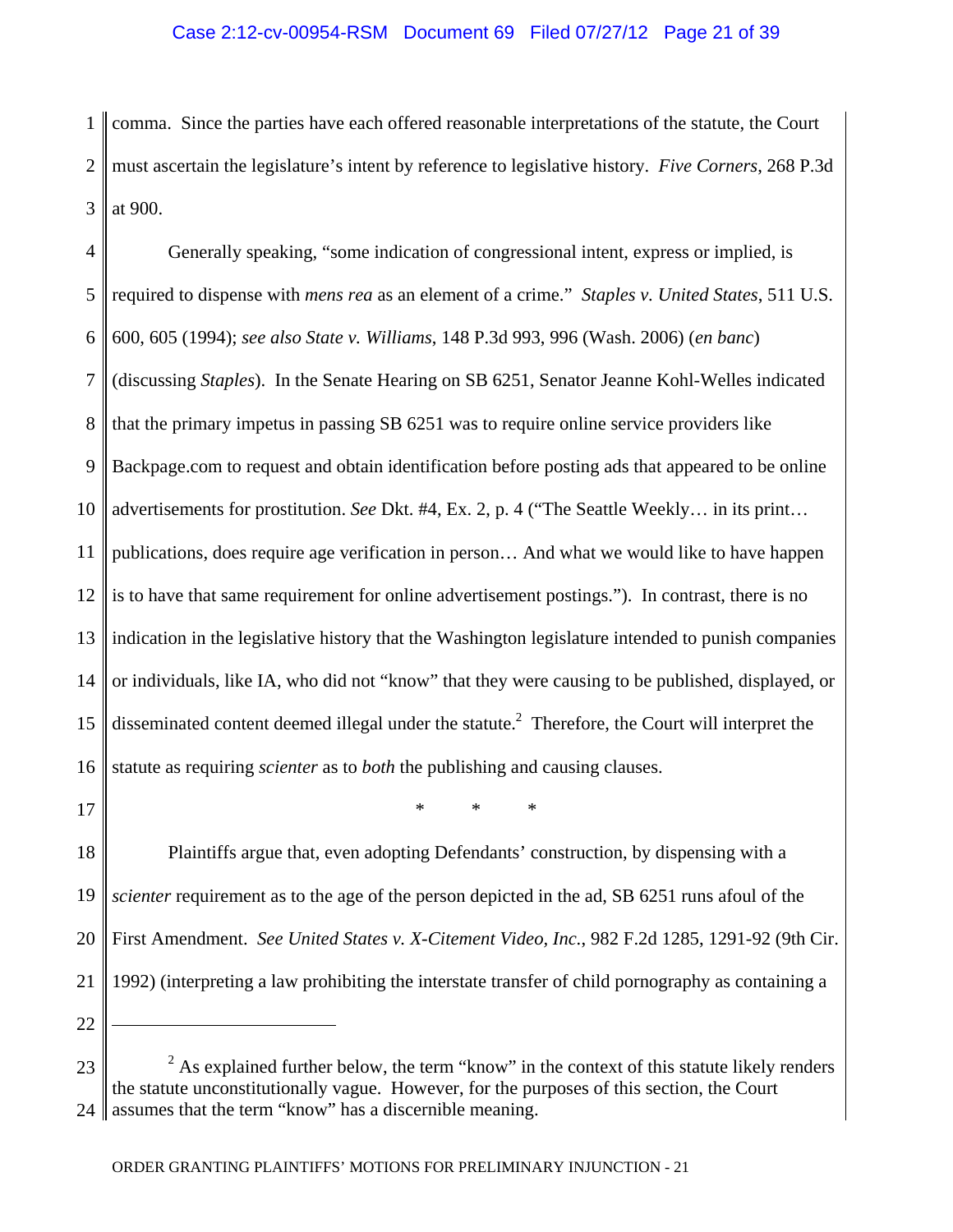comma. Since the parties have each offered reasonable interpretations of the statute, the Court must ascertain the legislature's intent by reference to legislative history. *Five Corners*, 268 P.3d at 900.

Generally speaking, "some indication of congressional intent, express or implied, is required to dispense with *mens rea* as an element of a crime." *Staples v. United States*, 511 U.S. 600, 605 (1994); *see also State v. Williams*, 148 P.3d 993, 996 (Wash. 2006) (*en banc*) (discussing *Staples*). In the Senate Hearing on SB 6251, Senator Jeanne Kohl-Welles indicated that the primary impetus in passing SB 6251 was to require online service providers like Backpage.com to request and obtain identification before posting ads that appeared to be online advertisements for prostitution. *See* Dkt. #4, Ex. 2, p. 4 ("The Seattle Weekly… in its print… publications, does require age verification in person… And what we would like to have happen is to have that same requirement for online advertisement postings."). In contrast, there is no indication in the legislative history that the Washington legislature intended to punish companies or individuals, like IA, who did not "know" that they were causing to be published, displayed, or disseminated content deemed illegal under the statute.[2] Therefore, the Court will interpret the statute as requiring *scienter* as to *both* the publishing and causing clauses.

\* \* \*

Plaintiffs argue that, even adopting Defendants' construction, by dispensing with a *scienter* requirement as to the age of the person depicted in the ad, SB 6251 runs afoul of the First Amendment. *See United States v. X-Citement Video, Inc.*, 982 F.2d 1285, 1291-92 (9th Cir. 1992) (interpreting a law prohibiting the interstate transfer of child pornography as containing a

---

[2] As explained further below, the term "know" in the context of this statute likely renders the statute unconstitutionally vague. However, for the purposes of this section, the Court assumes that the term "know" has a discernible meaning.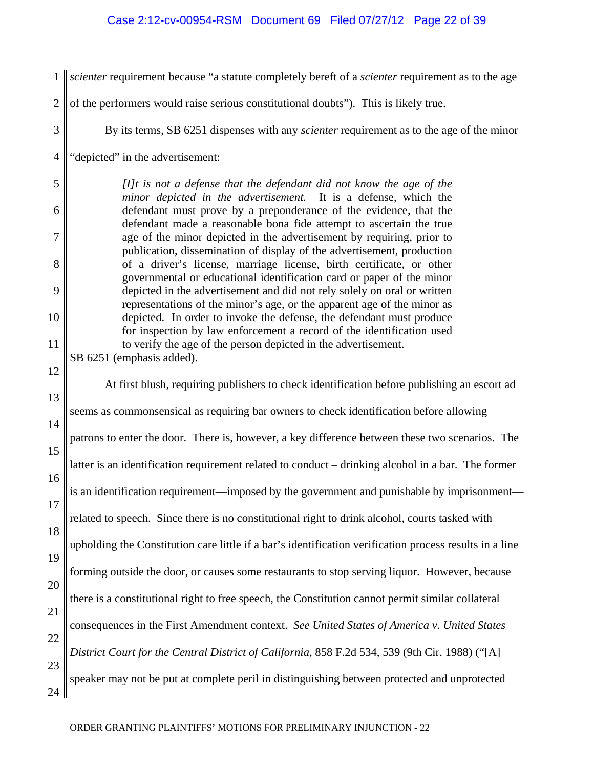*scienter* requirement because "a statute completely bereft of a *scienter* requirement as to the age of the performers would raise serious constitutional doubts"). This is likely true.

By its terms, SB 6251 dispenses with any *scienter* requirement as to the age of the minor "depicted" in the advertisement:

> *[I]t is not a defense that the defendant did not know the age of the minor depicted in the advertisement.* It is a defense, which the defendant must prove by a preponderance of the evidence, that the defendant made a reasonable bona fide attempt to ascertain the true age of the minor depicted in the advertisement by requiring, prior to publication, dissemination of display of the advertisement, production of a driver's license, marriage license, birth certificate, or other governmental or educational identification card or paper of the minor depicted in the advertisement and did not rely solely on oral or written representations of the minor's age, or the apparent age of the minor as depicted. In order to invoke the defense, the defendant must produce for inspection by law enforcement a record of the identification used to verify the age of the person depicted in the advertisement.

SB 6251 (emphasis added).

At first blush, requiring publishers to check identification before publishing an escort ad seems as commonsensical as requiring bar owners to check identification before allowing patrons to enter the door. There is, however, a key difference between these two scenarios. The latter is an identification requirement related to conduct – drinking alcohol in a bar. The former is an identification requirement—imposed by the government and punishable by imprisonment—related to speech. Since there is no constitutional right to drink alcohol, courts tasked with upholding the Constitution care little if a bar's identification verification process results in a line forming outside the door, or causes some restaurants to stop serving liquor. However, because there is a constitutional right to free speech, the Constitution cannot permit similar collateral consequences in the First Amendment context. *See United States of America v. United States District Court for the Central District of California*, 858 F.2d 534, 539 (9th Cir. 1988) ("[A] speaker may not be put at complete peril in distinguishing between protected and unprotected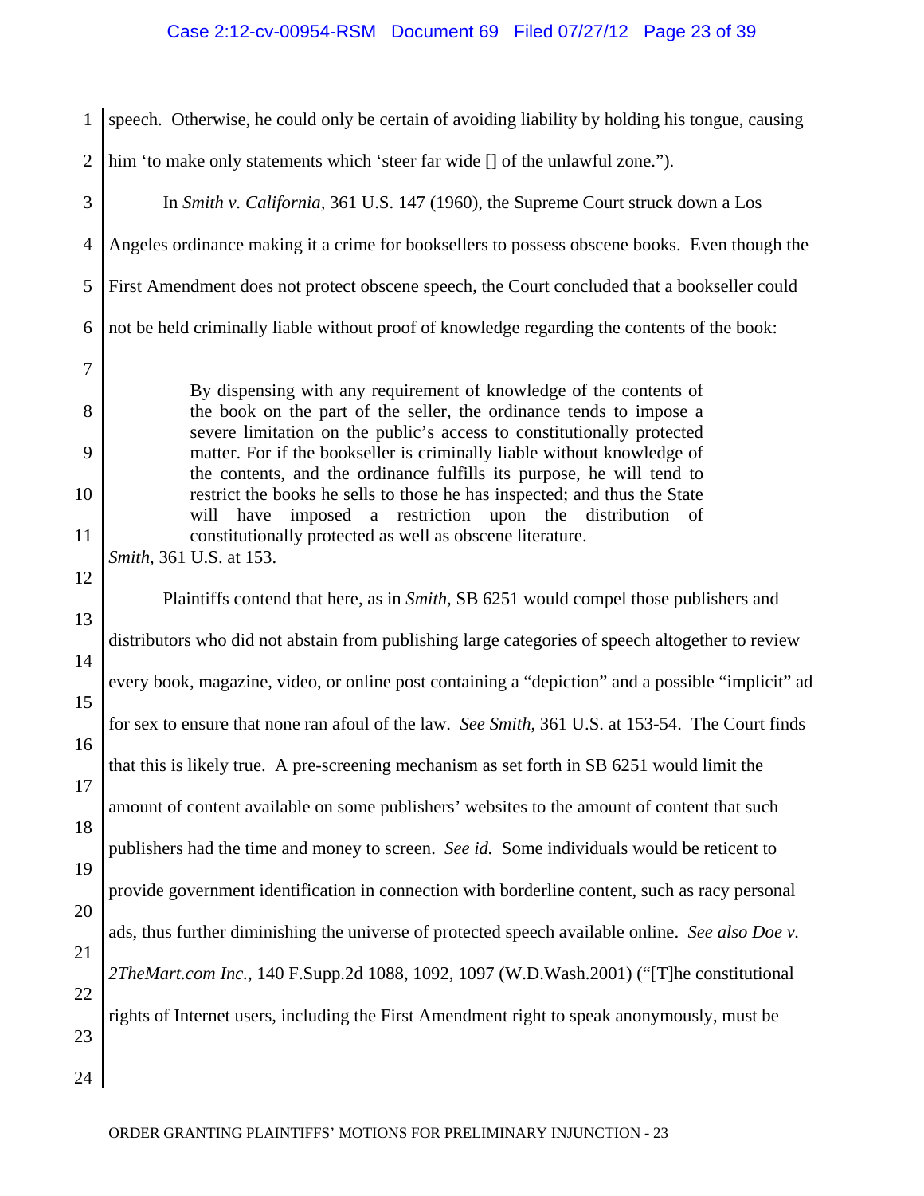speech. Otherwise, he could only be certain of avoiding liability by holding his tongue, causing him 'to make only statements which 'steer far wide [] of the unlawful zone.").

In *Smith v. California*, 361 U.S. 147 (1960), the Supreme Court struck down a Los Angeles ordinance making it a crime for booksellers to possess obscene books. Even though the First Amendment does not protect obscene speech, the Court concluded that a bookseller could not be held criminally liable without proof of knowledge regarding the contents of the book:

> By dispensing with any requirement of knowledge of the contents of the book on the part of the seller, the ordinance tends to impose a severe limitation on the public's access to constitutionally protected matter. For if the bookseller is criminally liable without knowledge of the contents, and the ordinance fulfills its purpose, he will tend to restrict the books he sells to those he has inspected; and thus the State will have imposed a restriction upon the distribution of constitutionally protected as well as obscene literature.

*Smith*, 361 U.S. at 153.

Plaintiffs contend that here, as in *Smith,* SB 6251 would compel those publishers and distributors who did not abstain from publishing large categories of speech altogether to review every book, magazine, video, or online post containing a "depiction" and a possible "implicit" ad for sex to ensure that none ran afoul of the law. *See Smith*, 361 U.S. at 153-54. The Court finds that this is likely true. A pre-screening mechanism as set forth in SB 6251 would limit the amount of content available on some publishers' websites to the amount of content that such publishers had the time and money to screen. *See id.* Some individuals would be reticent to provide government identification in connection with borderline content, such as racy personal ads, thus further diminishing the universe of protected speech available online. *See also Doe v. 2TheMart.com Inc.*, 140 F.Supp.2d 1088, 1092, 1097 (W.D.Wash.2001) ("[T]he constitutional rights of Internet users, including the First Amendment right to speak anonymously, must be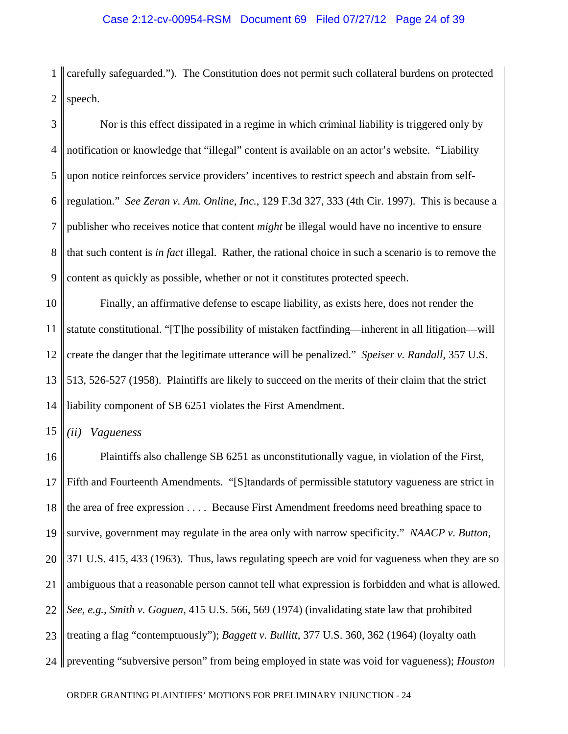carefully safeguarded."). The Constitution does not permit such collateral burdens on protected speech.

Nor is this effect dissipated in a regime in which criminal liability is triggered only by notification or knowledge that "illegal" content is available on an actor's website. "Liability upon notice reinforces service providers' incentives to restrict speech and abstain from self-regulation." *See Zeran v. Am. Online, Inc.*, 129 F.3d 327, 333 (4th Cir. 1997). This is because a publisher who receives notice that content *might* be illegal would have no incentive to ensure that such content is *in fact* illegal. Rather, the rational choice in such a scenario is to remove the content as quickly as possible, whether or not it constitutes protected speech.

Finally, an affirmative defense to escape liability, as exists here, does not render the statute constitutional. "[T]he possibility of mistaken factfinding—inherent in all litigation—will create the danger that the legitimate utterance will be penalized." *Speiser v. Randall*, 357 U.S. 513, 526-527 (1958). Plaintiffs are likely to succeed on the merits of their claim that the strict liability component of SB 6251 violates the First Amendment.

*(ii) Vagueness*

Plaintiffs also challenge SB 6251 as unconstitutionally vague, in violation of the First, Fifth and Fourteenth Amendments. "[S]tandards of permissible statutory vagueness are strict in the area of free expression . . . . Because First Amendment freedoms need breathing space to survive, government may regulate in the area only with narrow specificity." *NAACP v. Button*, 371 U.S. 415, 433 (1963). Thus, laws regulating speech are void for vagueness when they are so ambiguous that a reasonable person cannot tell what expression is forbidden and what is allowed. *See, e.g.*, *Smith v. Goguen*, 415 U.S. 566, 569 (1974) (invalidating state law that prohibited treating a flag "contemptuously"); *Baggett v. Bullitt*, 377 U.S. 360, 362 (1964) (loyalty oath preventing "subversive person" from being employed in state was void for vagueness); *Houston*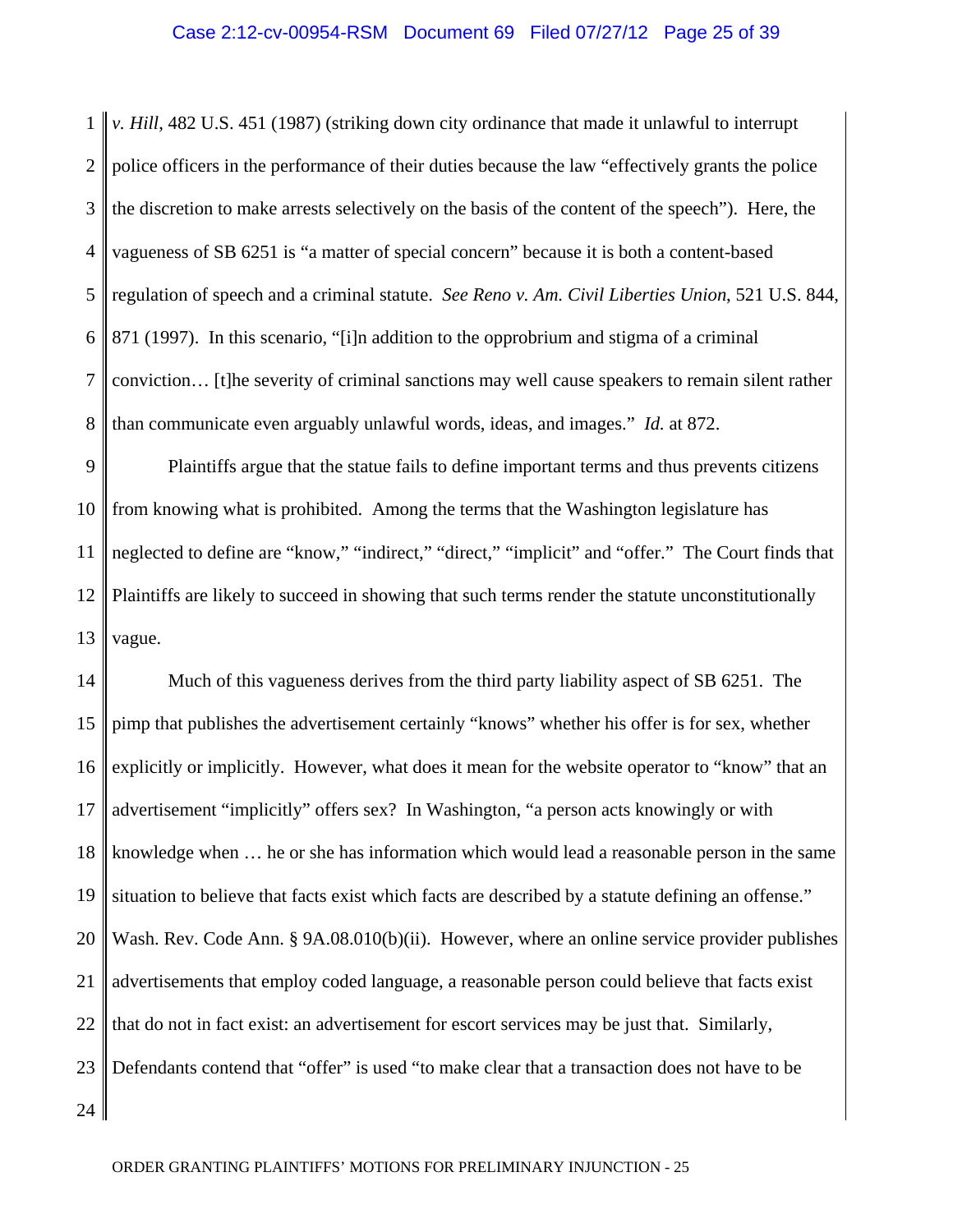*v. Hill*, 482 U.S. 451 (1987) (striking down city ordinance that made it unlawful to interrupt police officers in the performance of their duties because the law "effectively grants the police the discretion to make arrests selectively on the basis of the content of the speech"). Here, the vagueness of SB 6251 is "a matter of special concern" because it is both a content-based regulation of speech and a criminal statute. *See Reno v. Am. Civil Liberties Union*, 521 U.S. 844, 871 (1997). In this scenario, "[i]n addition to the opprobrium and stigma of a criminal conviction… [t]he severity of criminal sanctions may well cause speakers to remain silent rather than communicate even arguably unlawful words, ideas, and images." *Id.* at 872.

Plaintiffs argue that the statue fails to define important terms and thus prevents citizens from knowing what is prohibited. Among the terms that the Washington legislature has neglected to define are "know," "indirect," "direct," "implicit" and "offer." The Court finds that Plaintiffs are likely to succeed in showing that such terms render the statute unconstitutionally vague.

Much of this vagueness derives from the third party liability aspect of SB 6251. The pimp that publishes the advertisement certainly "knows" whether his offer is for sex, whether explicitly or implicitly. However, what does it mean for the website operator to "know" that an advertisement "implicitly" offers sex? In Washington, "a person acts knowingly or with knowledge when … he or she has information which would lead a reasonable person in the same situation to believe that facts exist which facts are described by a statute defining an offense." Wash. Rev. Code Ann. § 9A.08.010(b)(ii). However, where an online service provider publishes advertisements that employ coded language, a reasonable person could believe that facts exist that do not in fact exist: an advertisement for escort services may be just that. Similarly, Defendants contend that "offer" is used "to make clear that a transaction does not have to be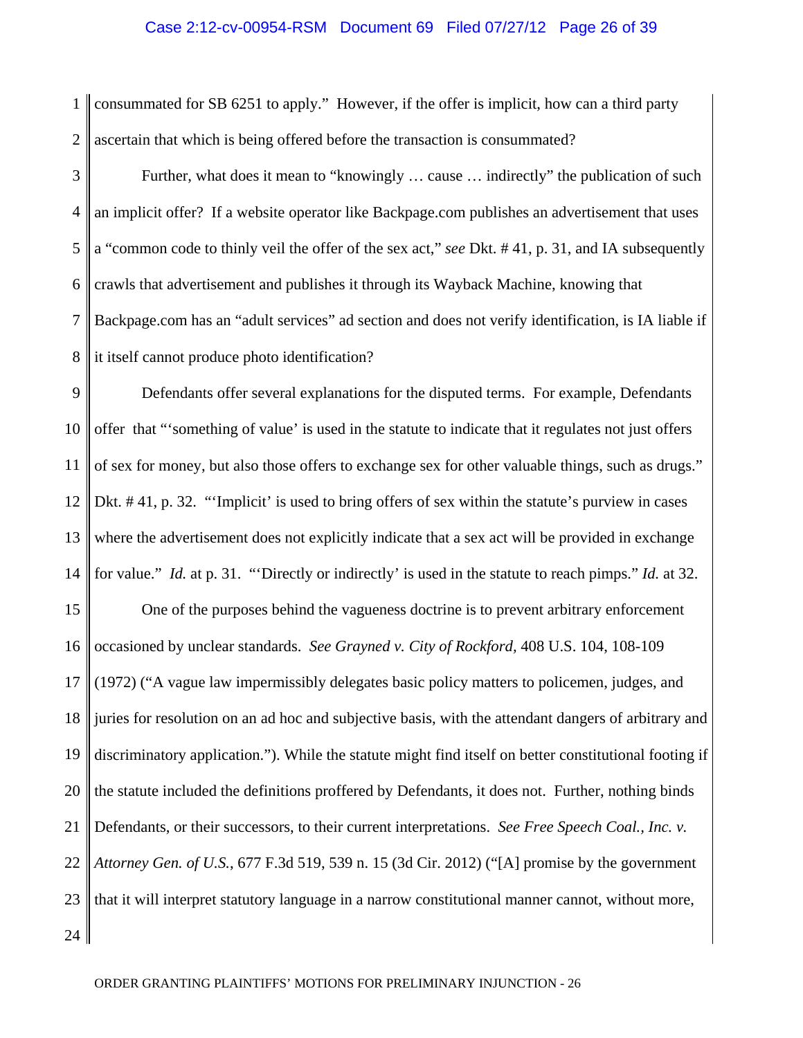consummated for SB 6251 to apply." However, if the offer is implicit, how can a third party ascertain that which is being offered before the transaction is consummated?

Further, what does it mean to "knowingly … cause … indirectly" the publication of such an implicit offer? If a website operator like Backpage.com publishes an advertisement that uses a "common code to thinly veil the offer of the sex act," *see* Dkt. # 41, p. 31, and IA subsequently crawls that advertisement and publishes it through its Wayback Machine, knowing that Backpage.com has an "adult services" ad section and does not verify identification, is IA liable if it itself cannot produce photo identification?

Defendants offer several explanations for the disputed terms. For example, Defendants offer that "'something of value' is used in the statute to indicate that it regulates not just offers of sex for money, but also those offers to exchange sex for other valuable things, such as drugs." Dkt. # 41, p. 32. "'Implicit' is used to bring offers of sex within the statute's purview in cases where the advertisement does not explicitly indicate that a sex act will be provided in exchange for value." *Id.* at p. 31. "'Directly or indirectly' is used in the statute to reach pimps." *Id.* at 32.

One of the purposes behind the vagueness doctrine is to prevent arbitrary enforcement occasioned by unclear standards. *See Grayned v. City of Rockford*, 408 U.S. 104, 108-109 (1972) ("A vague law impermissibly delegates basic policy matters to policemen, judges, and juries for resolution on an ad hoc and subjective basis, with the attendant dangers of arbitrary and discriminatory application."). While the statute might find itself on better constitutional footing if the statute included the definitions proffered by Defendants, it does not. Further, nothing binds Defendants, or their successors, to their current interpretations. *See Free Speech Coal., Inc. v. Attorney Gen. of U.S.*, 677 F.3d 519, 539 n. 15 (3d Cir. 2012) ("[A] promise by the government that it will interpret statutory language in a narrow constitutional manner cannot, without more,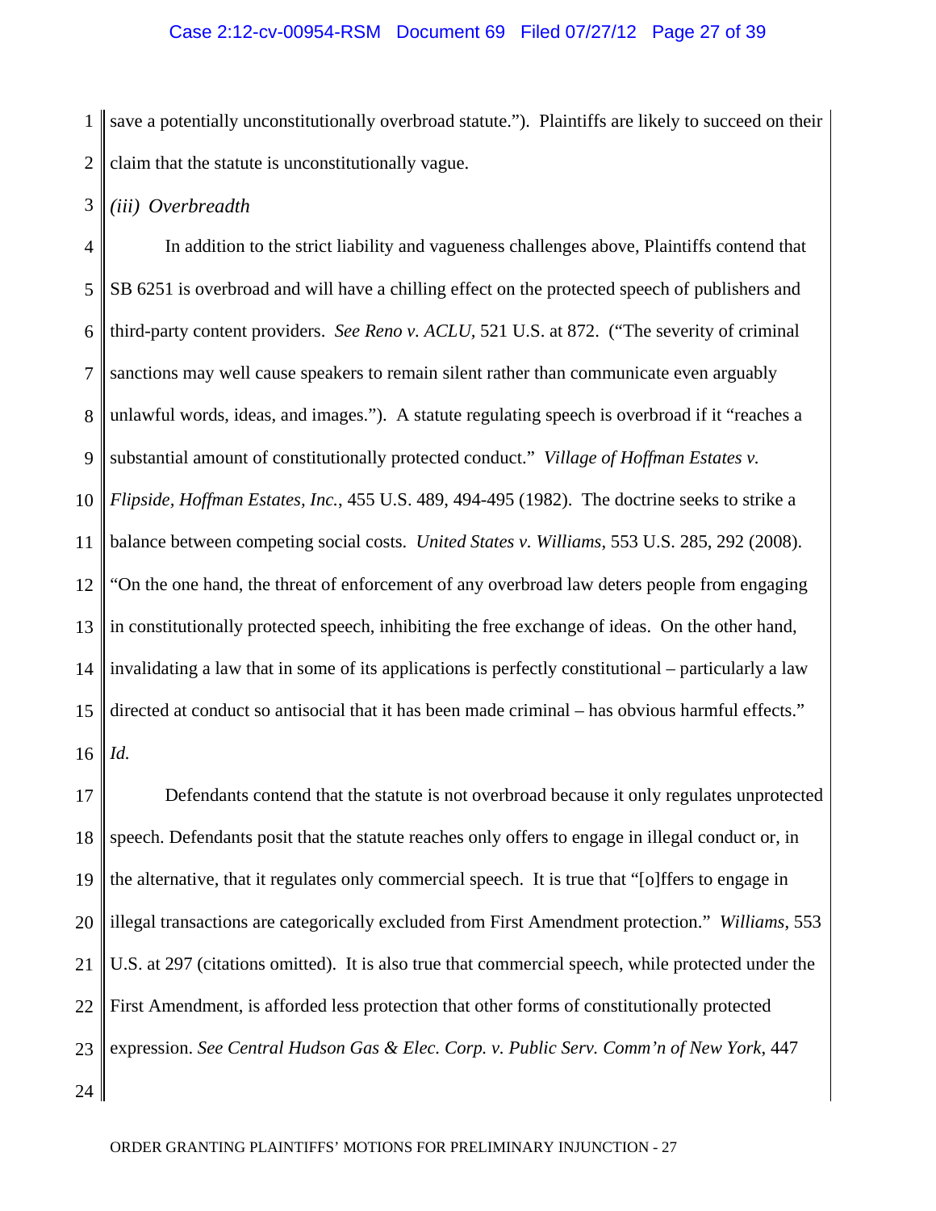save a potentially unconstitutionally overbroad statute."). Plaintiffs are likely to succeed on their claim that the statute is unconstitutionally vague.

*(iii) Overbreadth*

In addition to the strict liability and vagueness challenges above, Plaintiffs contend that SB 6251 is overbroad and will have a chilling effect on the protected speech of publishers and third-party content providers. *See Reno v. ACLU*, 521 U.S. at 872. ("The severity of criminal sanctions may well cause speakers to remain silent rather than communicate even arguably unlawful words, ideas, and images."). A statute regulating speech is overbroad if it "reaches a substantial amount of constitutionally protected conduct." *Village of Hoffman Estates v. Flipside, Hoffman Estates, Inc.*, 455 U.S. 489, 494-495 (1982). The doctrine seeks to strike a balance between competing social costs. *United States v. Williams*, 553 U.S. 285, 292 (2008). "On the one hand, the threat of enforcement of any overbroad law deters people from engaging in constitutionally protected speech, inhibiting the free exchange of ideas. On the other hand, invalidating a law that in some of its applications is perfectly constitutional – particularly a law directed at conduct so antisocial that it has been made criminal – has obvious harmful effects." *Id.*

Defendants contend that the statute is not overbroad because it only regulates unprotected speech. Defendants posit that the statute reaches only offers to engage in illegal conduct or, in the alternative, that it regulates only commercial speech. It is true that "[o]ffers to engage in illegal transactions are categorically excluded from First Amendment protection." *Williams*, 553 U.S. at 297 (citations omitted). It is also true that commercial speech, while protected under the First Amendment, is afforded less protection that other forms of constitutionally protected expression. *See Central Hudson Gas & Elec. Corp. v. Public Serv. Comm'n of New York*, 447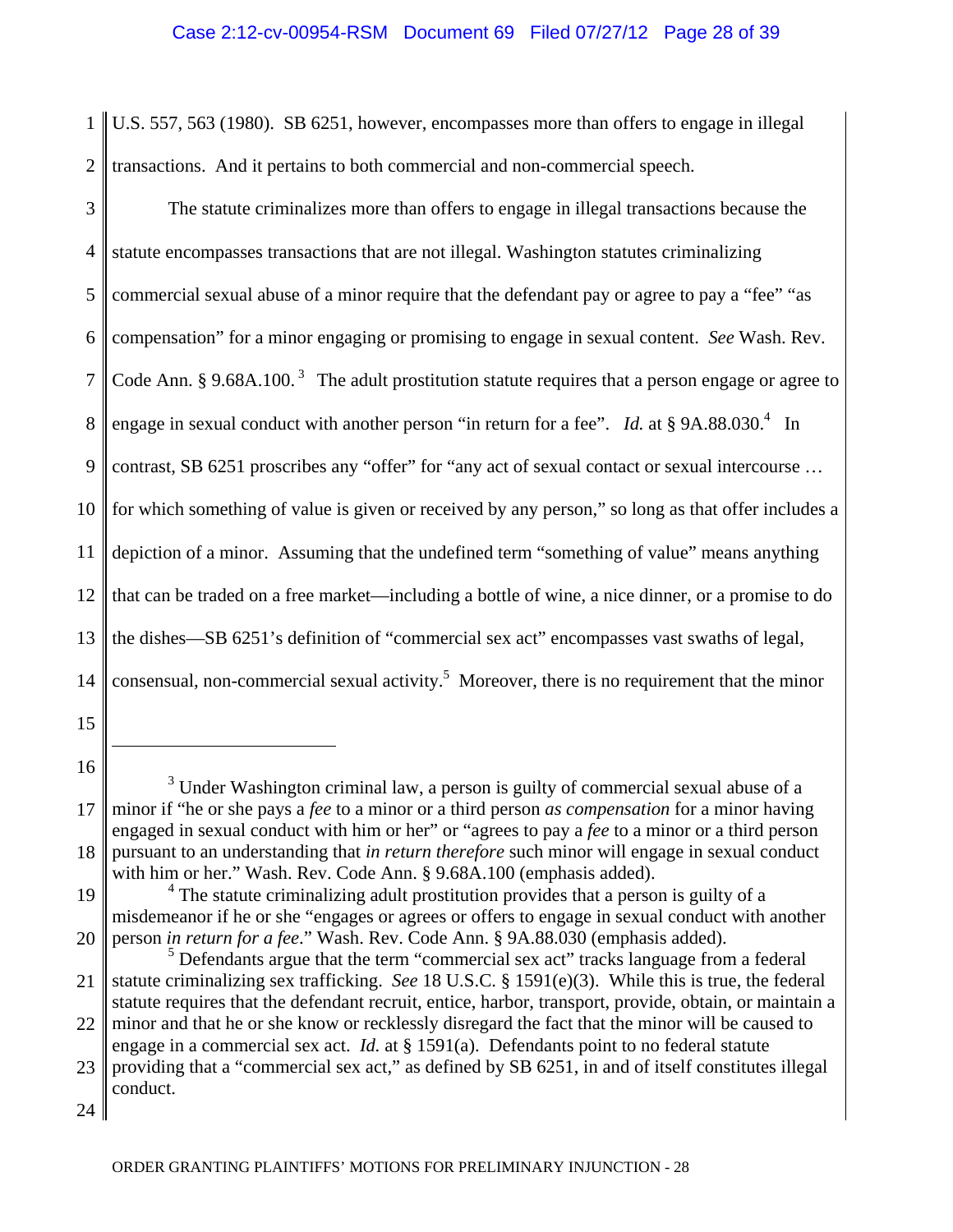U.S. 557, 563 (1980). SB 6251, however, encompasses more than offers to engage in illegal transactions. And it pertains to both commercial and non-commercial speech.

The statute criminalizes more than offers to engage in illegal transactions because the statute encompasses transactions that are not illegal. Washington statutes criminalizing commercial sexual abuse of a minor require that the defendant pay or agree to pay a "fee" "as compensation" for a minor engaging or promising to engage in sexual content. *See* Wash. Rev. Code Ann. § 9.68A.100.[3] The adult prostitution statute requires that a person engage or agree to engage in sexual conduct with another person "in return for a fee". *Id.* at § 9A.88.030.[4] In contrast, SB 6251 proscribes any "offer" for "any act of sexual contact or sexual intercourse … for which something of value is given or received by any person," so long as that offer includes a depiction of a minor. Assuming that the undefined term "something of value" means anything that can be traded on a free market—including a bottle of wine, a nice dinner, or a promise to do the dishes—SB 6251's definition of "commercial sex act" encompasses vast swaths of legal, consensual, non-commercial sexual activity.[5] Moreover, there is no requirement that the minor

---

[3] Under Washington criminal law, a person is guilty of commercial sexual abuse of a minor if "he or she pays a *fee* to a minor or a third person *as compensation* for a minor having engaged in sexual conduct with him or her" or "agrees to pay a *fee* to a minor or a third person pursuant to an understanding that *in return therefore* such minor will engage in sexual conduct with him or her." Wash. Rev. Code Ann. § 9.68A.100 (emphasis added).

[4] The statute criminalizing adult prostitution provides that a person is guilty of a misdemeanor if he or she "engages or agrees or offers to engage in sexual conduct with another person *in return for a fee*." Wash. Rev. Code Ann. § 9A.88.030 (emphasis added).

[5] Defendants argue that the term "commercial sex act" tracks language from a federal statute criminalizing sex trafficking. *See* 18 U.S.C. § 1591(e)(3). While this is true, the federal statute requires that the defendant recruit, entice, harbor, transport, provide, obtain, or maintain a minor and that he or she know or recklessly disregard the fact that the minor will be caused to engage in a commercial sex act. *Id.* at § 1591(a). Defendants point to no federal statute providing that a "commercial sex act," as defined by SB 6251, in and of itself constitutes illegal conduct.

ORDER GRANTING PLAINTIFFS' MOTIONS FOR PRELIMINARY INJUNCTION - 28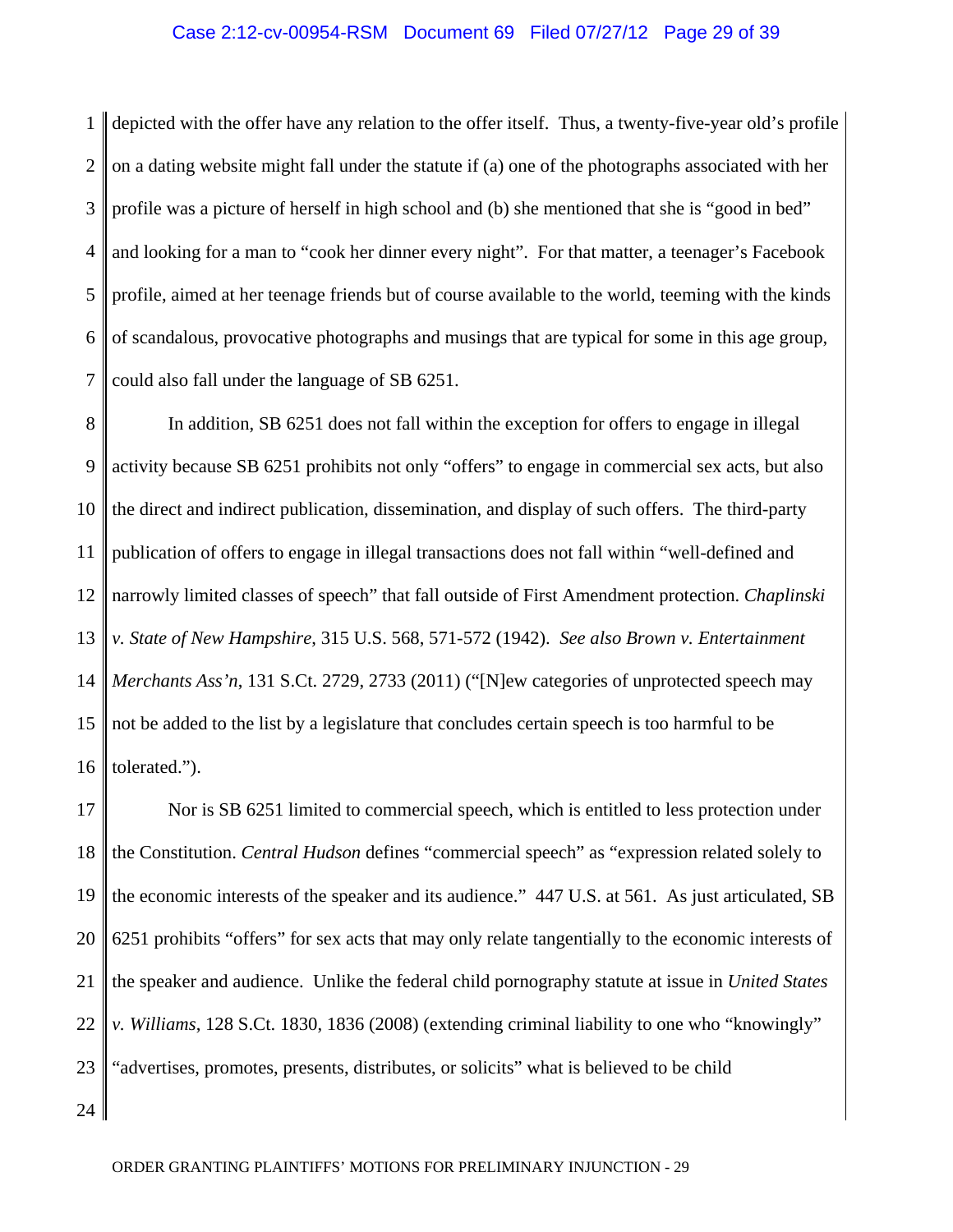depicted with the offer have any relation to the offer itself. Thus, a twenty-five-year old's profile on a dating website might fall under the statute if (a) one of the photographs associated with her profile was a picture of herself in high school and (b) she mentioned that she is "good in bed" and looking for a man to "cook her dinner every night". For that matter, a teenager's Facebook profile, aimed at her teenage friends but of course available to the world, teeming with the kinds of scandalous, provocative photographs and musings that are typical for some in this age group, could also fall under the language of SB 6251.

In addition, SB 6251 does not fall within the exception for offers to engage in illegal activity because SB 6251 prohibits not only "offers" to engage in commercial sex acts, but also the direct and indirect publication, dissemination, and display of such offers. The third-party publication of offers to engage in illegal transactions does not fall within "well-defined and narrowly limited classes of speech" that fall outside of First Amendment protection. *Chaplinski v. State of New Hampshire*, 315 U.S. 568, 571-572 (1942). *See also Brown v. Entertainment Merchants Ass'n*, 131 S.Ct. 2729, 2733 (2011) ("[N]ew categories of unprotected speech may not be added to the list by a legislature that concludes certain speech is too harmful to be tolerated.").

Nor is SB 6251 limited to commercial speech, which is entitled to less protection under the Constitution. *Central Hudson* defines "commercial speech" as "expression related solely to the economic interests of the speaker and its audience." 447 U.S. at 561. As just articulated, SB 6251 prohibits "offers" for sex acts that may only relate tangentially to the economic interests of the speaker and audience. Unlike the federal child pornography statute at issue in *United States v. Williams*, 128 S.Ct. 1830, 1836 (2008) (extending criminal liability to one who "knowingly" "advertises, promotes, presents, distributes, or solicits" what is believed to be child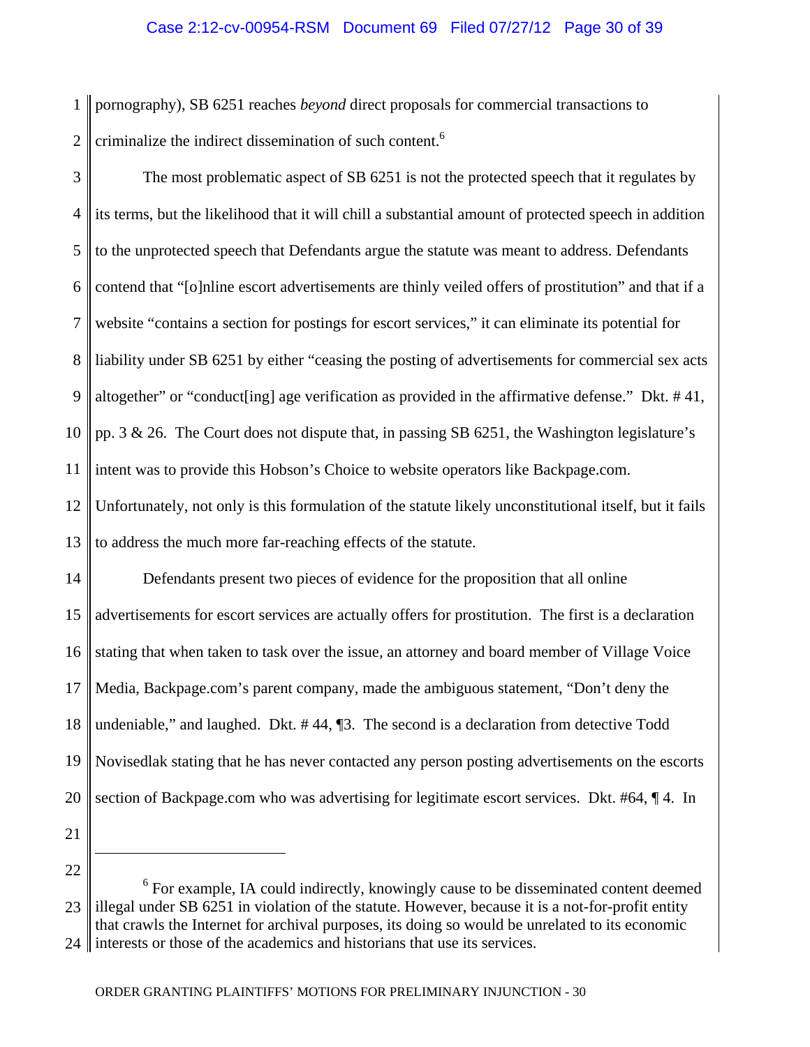pornography), SB 6251 reaches *beyond* direct proposals for commercial transactions to criminalize the indirect dissemination of such content.[6]

The most problematic aspect of SB 6251 is not the protected speech that it regulates by its terms, but the likelihood that it will chill a substantial amount of protected speech in addition to the unprotected speech that Defendants argue the statute was meant to address. Defendants contend that "[o]nline escort advertisements are thinly veiled offers of prostitution" and that if a website "contains a section for postings for escort services," it can eliminate its potential for liability under SB 6251 by either "ceasing the posting of advertisements for commercial sex acts altogether" or "conduct[ing] age verification as provided in the affirmative defense." Dkt. # 41, pp. 3 & 26. The Court does not dispute that, in passing SB 6251, the Washington legislature's intent was to provide this Hobson's Choice to website operators like Backpage.com. Unfortunately, not only is this formulation of the statute likely unconstitutional itself, but it fails to address the much more far-reaching effects of the statute.

Defendants present two pieces of evidence for the proposition that all online advertisements for escort services are actually offers for prostitution. The first is a declaration stating that when taken to task over the issue, an attorney and board member of Village Voice Media, Backpage.com's parent company, made the ambiguous statement, "Don't deny the undeniable," and laughed. Dkt. # 44, ¶3. The second is a declaration from detective Todd Novisedlak stating that he has never contacted any person posting advertisements on the escorts section of Backpage.com who was advertising for legitimate escort services. Dkt. #64, ¶ 4. In

---

[6] For example, IA could indirectly, knowingly cause to be disseminated content deemed illegal under SB 6251 in violation of the statute. However, because it is a not-for-profit entity that crawls the Internet for archival purposes, its doing so would be unrelated to its economic interests or those of the academics and historians that use its services.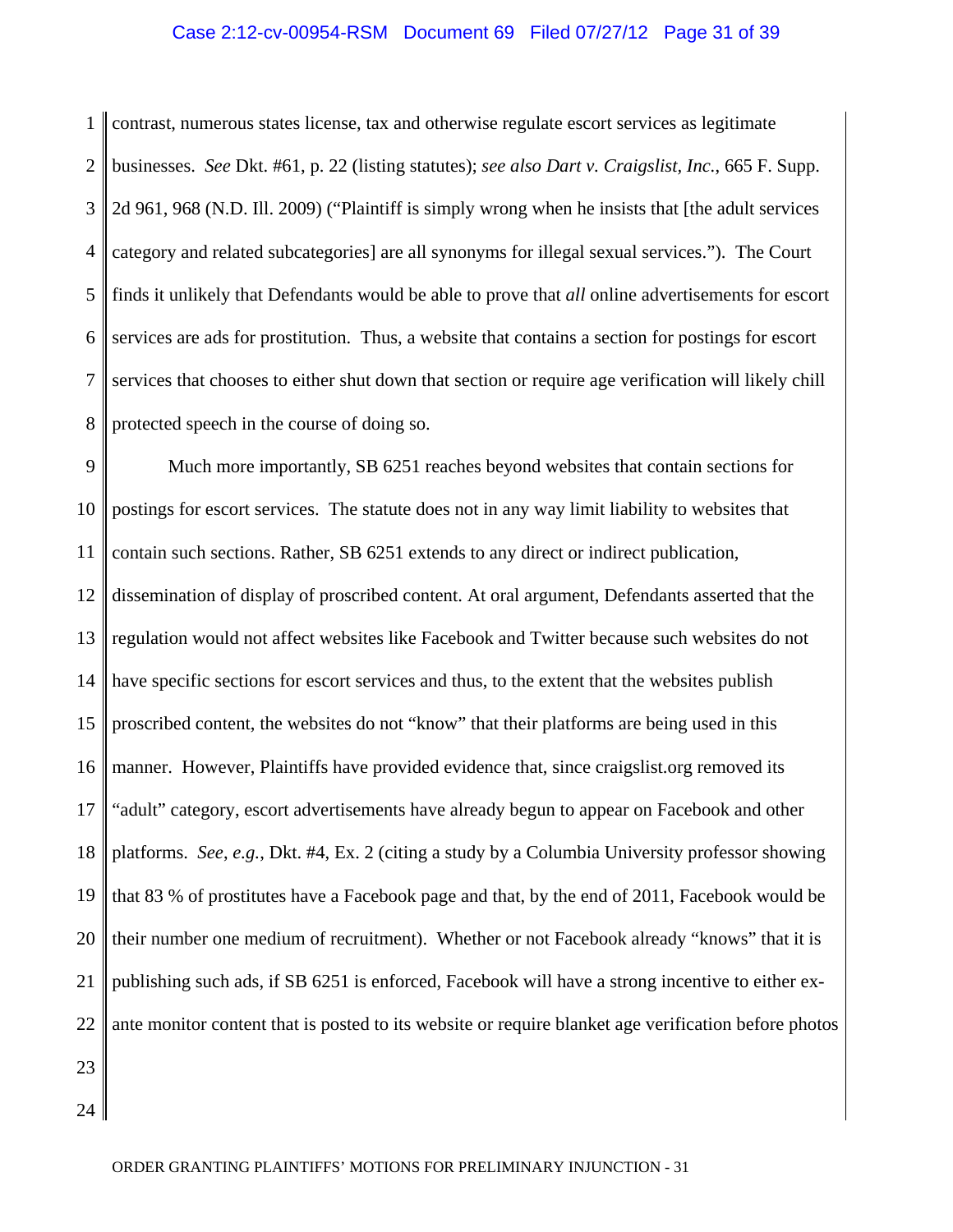contrast, numerous states license, tax and otherwise regulate escort services as legitimate businesses. *See* Dkt. #61, p. 22 (listing statutes); *see also Dart v. Craigslist, Inc.*, 665 F. Supp. 2d 961, 968 (N.D. Ill. 2009) ("Plaintiff is simply wrong when he insists that [the adult services category and related subcategories] are all synonyms for illegal sexual services."). The Court finds it unlikely that Defendants would be able to prove that *all* online advertisements for escort services are ads for prostitution. Thus, a website that contains a section for postings for escort services that chooses to either shut down that section or require age verification will likely chill protected speech in the course of doing so.

Much more importantly, SB 6251 reaches beyond websites that contain sections for postings for escort services. The statute does not in any way limit liability to websites that contain such sections. Rather, SB 6251 extends to any direct or indirect publication, dissemination of display of proscribed content. At oral argument, Defendants asserted that the regulation would not affect websites like Facebook and Twitter because such websites do not have specific sections for escort services and thus, to the extent that the websites publish proscribed content, the websites do not "know" that their platforms are being used in this manner. However, Plaintiffs have provided evidence that, since craigslist.org removed its "adult" category, escort advertisements have already begun to appear on Facebook and other platforms. *See*, *e.g.*, Dkt. #4, Ex. 2 (citing a study by a Columbia University professor showing that 83 % of prostitutes have a Facebook page and that, by the end of 2011, Facebook would be their number one medium of recruitment). Whether or not Facebook already "knows" that it is publishing such ads, if SB 6251 is enforced, Facebook will have a strong incentive to either ex-ante monitor content that is posted to its website or require blanket age verification before photos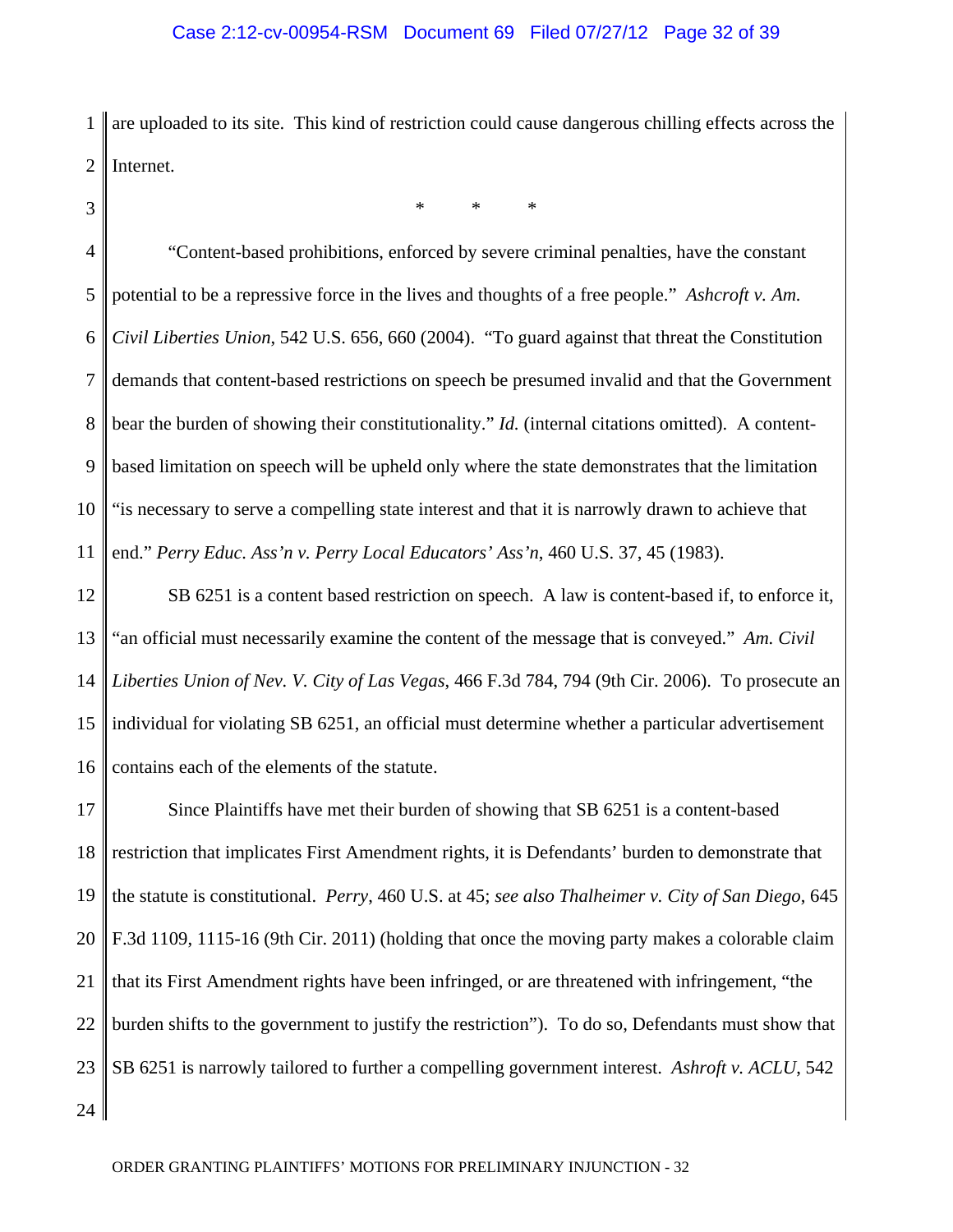are uploaded to its site. This kind of restriction could cause dangerous chilling effects across the Internet.

\* \* \*

"Content-based prohibitions, enforced by severe criminal penalties, have the constant potential to be a repressive force in the lives and thoughts of a free people." *Ashcroft v. Am. Civil Liberties Union*, 542 U.S. 656, 660 (2004). "To guard against that threat the Constitution demands that content-based restrictions on speech be presumed invalid and that the Government bear the burden of showing their constitutionality." *Id.* (internal citations omitted). A content-based limitation on speech will be upheld only where the state demonstrates that the limitation "is necessary to serve a compelling state interest and that it is narrowly drawn to achieve that end." *Perry Educ. Ass'n v. Perry Local Educators' Ass'n*, 460 U.S. 37, 45 (1983).

SB 6251 is a content based restriction on speech. A law is content-based if, to enforce it, "an official must necessarily examine the content of the message that is conveyed." *Am. Civil Liberties Union of Nev. V. City of Las Vegas*, 466 F.3d 784, 794 (9th Cir. 2006). To prosecute an individual for violating SB 6251, an official must determine whether a particular advertisement contains each of the elements of the statute.

Since Plaintiffs have met their burden of showing that SB 6251 is a content-based restriction that implicates First Amendment rights, it is Defendants' burden to demonstrate that the statute is constitutional. *Perry*, 460 U.S. at 45; *see also Thalheimer v. City of San Diego*, 645 F.3d 1109, 1115-16 (9th Cir. 2011) (holding that once the moving party makes a colorable claim that its First Amendment rights have been infringed, or are threatened with infringement, "the burden shifts to the government to justify the restriction"). To do so, Defendants must show that SB 6251 is narrowly tailored to further a compelling government interest. *Ashroft v. ACLU*, 542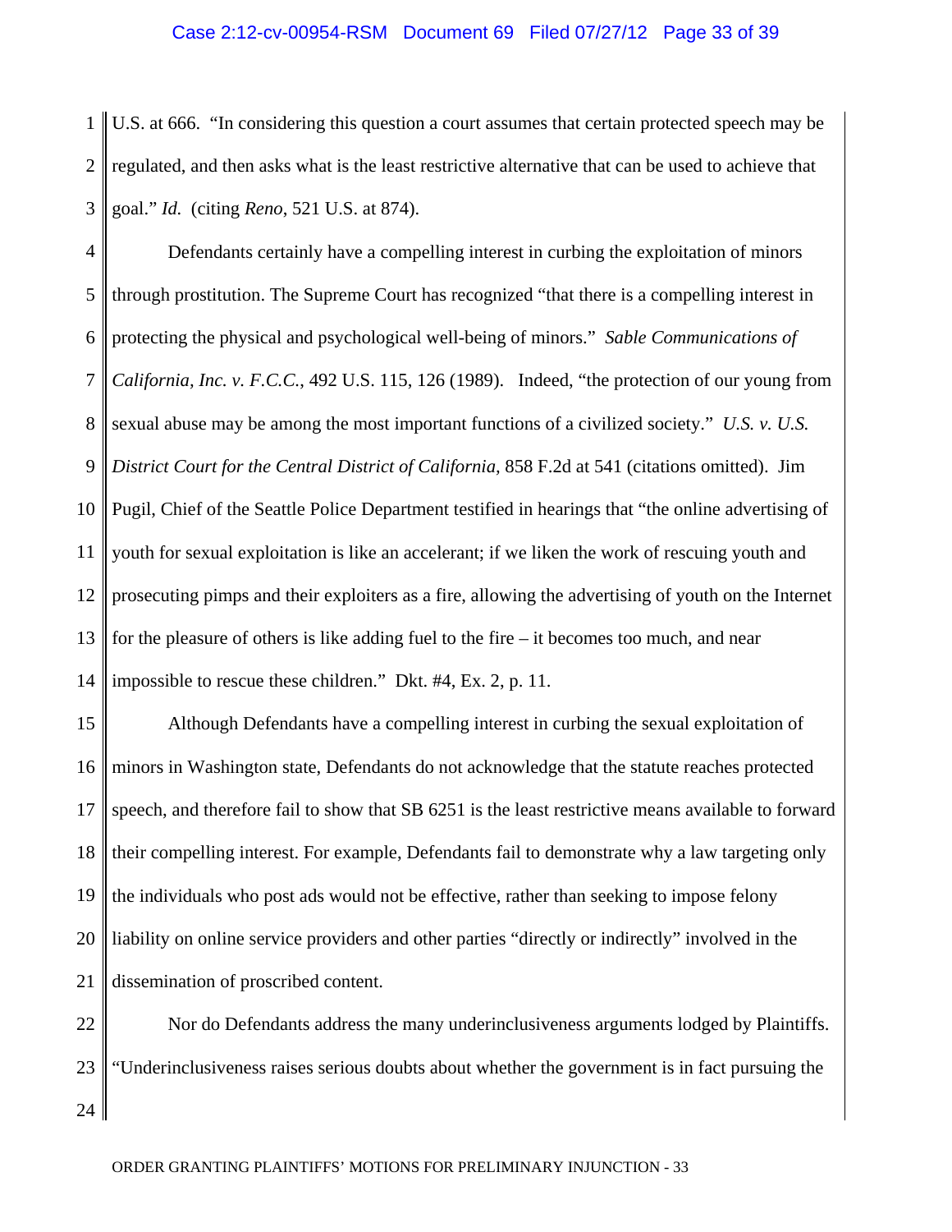U.S. at 666. "In considering this question a court assumes that certain protected speech may be regulated, and then asks what is the least restrictive alternative that can be used to achieve that goal." *Id.* (citing *Reno*, 521 U.S. at 874).

Defendants certainly have a compelling interest in curbing the exploitation of minors through prostitution. The Supreme Court has recognized "that there is a compelling interest in protecting the physical and psychological well-being of minors." *Sable Communications of California, Inc. v. F.C.C.*, 492 U.S. 115, 126 (1989). Indeed, "the protection of our young from sexual abuse may be among the most important functions of a civilized society." *U.S. v. U.S. District Court for the Central District of California*, 858 F.2d at 541 (citations omitted). Jim Pugil, Chief of the Seattle Police Department testified in hearings that "the online advertising of youth for sexual exploitation is like an accelerant; if we liken the work of rescuing youth and prosecuting pimps and their exploiters as a fire, allowing the advertising of youth on the Internet for the pleasure of others is like adding fuel to the fire – it becomes too much, and near impossible to rescue these children." Dkt. #4, Ex. 2, p. 11.

Although Defendants have a compelling interest in curbing the sexual exploitation of minors in Washington state, Defendants do not acknowledge that the statute reaches protected speech, and therefore fail to show that SB 6251 is the least restrictive means available to forward their compelling interest. For example, Defendants fail to demonstrate why a law targeting only the individuals who post ads would not be effective, rather than seeking to impose felony liability on online service providers and other parties "directly or indirectly" involved in the dissemination of proscribed content.

Nor do Defendants address the many underinclusiveness arguments lodged by Plaintiffs. "Underinclusiveness raises serious doubts about whether the government is in fact pursuing the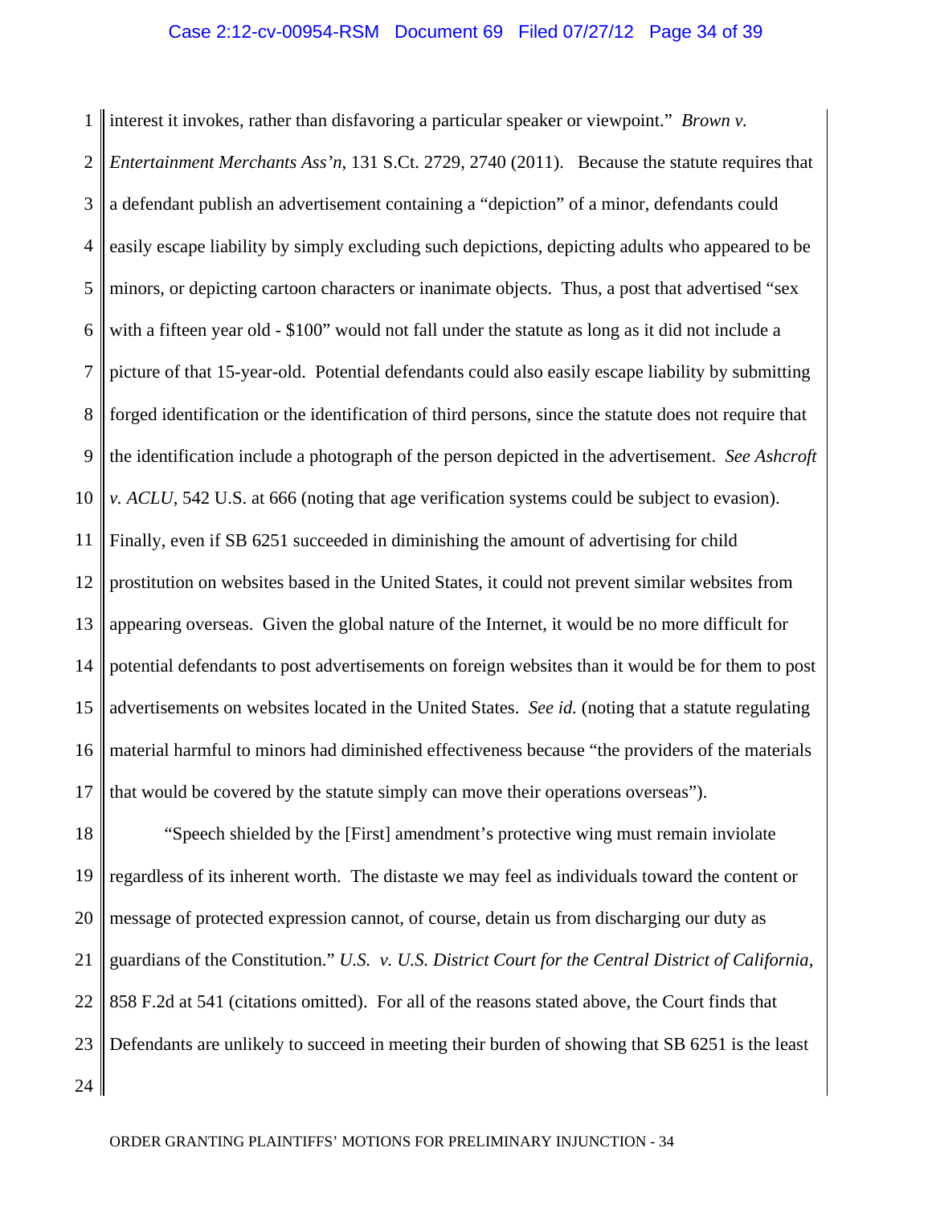interest it invokes, rather than disfavoring a particular speaker or viewpoint." *Brown v. Entertainment Merchants Ass'n*, 131 S.Ct. 2729, 2740 (2011). Because the statute requires that a defendant publish an advertisement containing a "depiction" of a minor, defendants could easily escape liability by simply excluding such depictions, depicting adults who appeared to be minors, or depicting cartoon characters or inanimate objects. Thus, a post that advertised "sex with a fifteen year old - $100" would not fall under the statute as long as it did not include a picture of that 15-year-old. Potential defendants could also easily escape liability by submitting forged identification or the identification of third persons, since the statute does not require that the identification include a photograph of the person depicted in the advertisement. *See Ashcroft v. ACLU*, 542 U.S. at 666 (noting that age verification systems could be subject to evasion). Finally, even if SB 6251 succeeded in diminishing the amount of advertising for child prostitution on websites based in the United States, it could not prevent similar websites from appearing overseas. Given the global nature of the Internet, it would be no more difficult for potential defendants to post advertisements on foreign websites than it would be for them to post advertisements on websites located in the United States. *See id.* (noting that a statute regulating material harmful to minors had diminished effectiveness because "the providers of the materials that would be covered by the statute simply can move their operations overseas").

"Speech shielded by the [First] amendment's protective wing must remain inviolate regardless of its inherent worth. The distaste we may feel as individuals toward the content or message of protected expression cannot, of course, detain us from discharging our duty as guardians of the Constitution." *U.S. v. U.S. District Court for the Central District of California*, 858 F.2d at 541 (citations omitted). For all of the reasons stated above, the Court finds that Defendants are unlikely to succeed in meeting their burden of showing that SB 6251 is the least

ORDER GRANTING PLAINTIFFS' MOTIONS FOR PRELIMINARY INJUNCTION - 34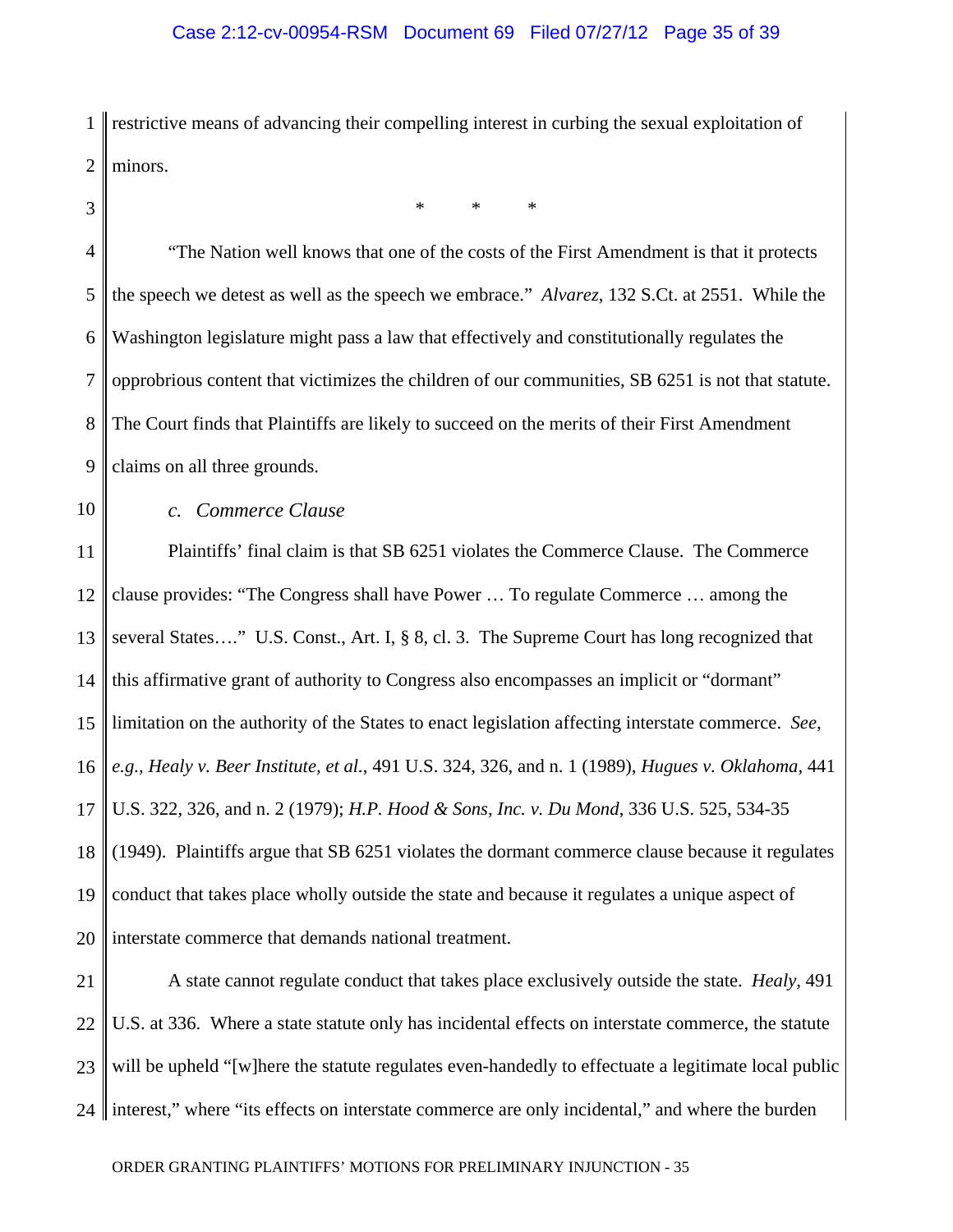restrictive means of advancing their compelling interest in curbing the sexual exploitation of minors.

\*   \*   \*

"The Nation well knows that one of the costs of the First Amendment is that it protects the speech we detest as well as the speech we embrace." *Alvarez*, 132 S.Ct. at 2551. While the Washington legislature might pass a law that effectively and constitutionally regulates the opprobrious content that victimizes the children of our communities, SB 6251 is not that statute. The Court finds that Plaintiffs are likely to succeed on the merits of their First Amendment claims on all three grounds.

*c. Commerce Clause*

Plaintiffs' final claim is that SB 6251 violates the Commerce Clause. The Commerce clause provides: "The Congress shall have Power … To regulate Commerce … among the several States…." U.S. Const., Art. I, § 8, cl. 3. The Supreme Court has long recognized that this affirmative grant of authority to Congress also encompasses an implicit or "dormant" limitation on the authority of the States to enact legislation affecting interstate commerce. *See, e.g., Healy v. Beer Institute, et al.*, 491 U.S. 324, 326, and n. 1 (1989), *Hugues v. Oklahoma*, 441 U.S. 322, 326, and n. 2 (1979); *H.P. Hood & Sons, Inc. v. Du Mond*, 336 U.S. 525, 534-35 (1949). Plaintiffs argue that SB 6251 violates the dormant commerce clause because it regulates conduct that takes place wholly outside the state and because it regulates a unique aspect of interstate commerce that demands national treatment.

A state cannot regulate conduct that takes place exclusively outside the state. *Healy*, 491 U.S. at 336. Where a state statute only has incidental effects on interstate commerce, the statute will be upheld "[w]here the statute regulates even-handedly to effectuate a legitimate local public interest," where "its effects on interstate commerce are only incidental," and where the burden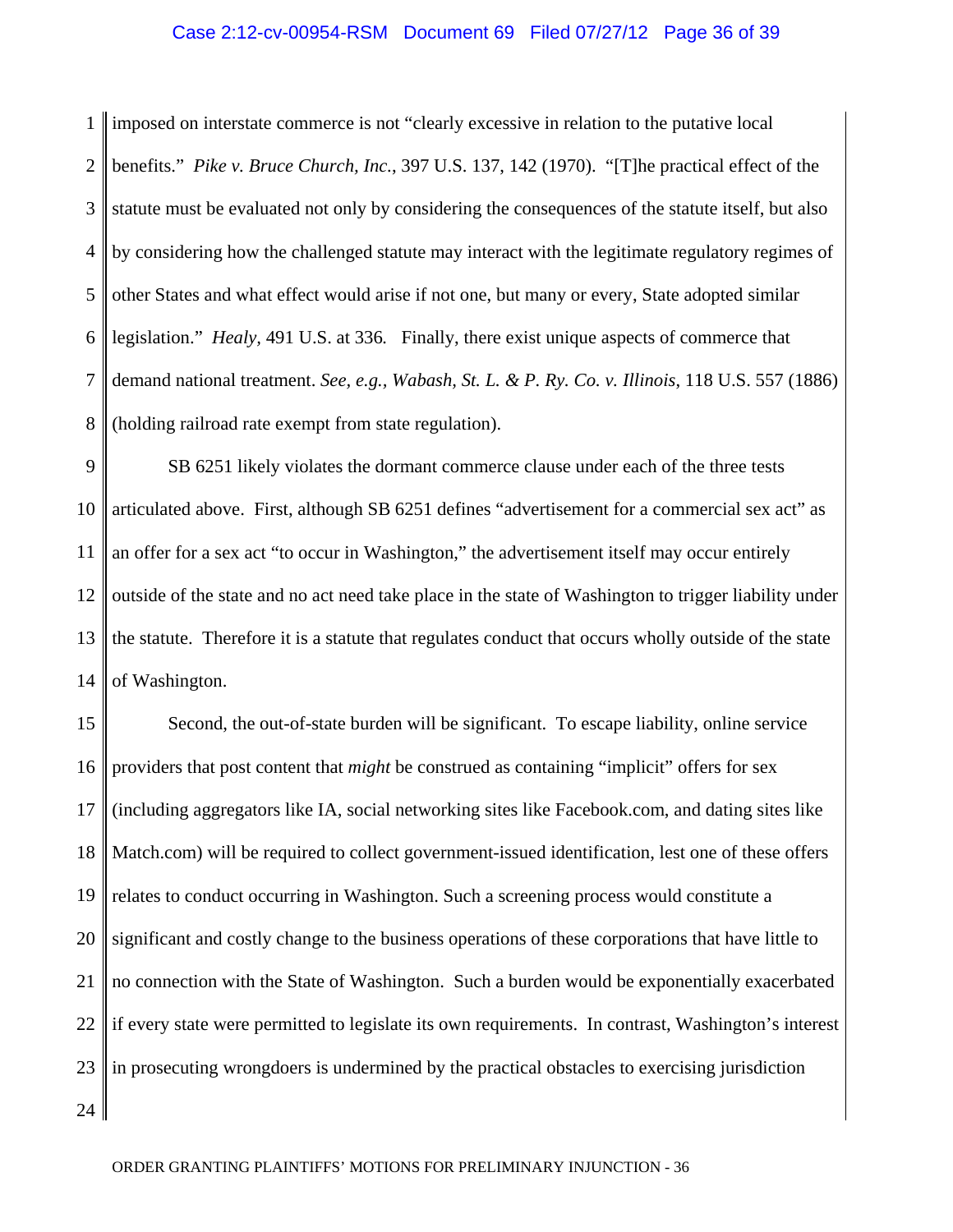imposed on interstate commerce is not "clearly excessive in relation to the putative local benefits." *Pike v. Bruce Church, Inc.*, 397 U.S. 137, 142 (1970). "[T]he practical effect of the statute must be evaluated not only by considering the consequences of the statute itself, but also by considering how the challenged statute may interact with the legitimate regulatory regimes of other States and what effect would arise if not one, but many or every, State adopted similar legislation." *Healy*, 491 U.S. at 336. Finally, there exist unique aspects of commerce that demand national treatment. *See, e.g.*, *Wabash, St. L. & P. Ry. Co. v. Illinois*, 118 U.S. 557 (1886) (holding railroad rate exempt from state regulation).

SB 6251 likely violates the dormant commerce clause under each of the three tests articulated above. First, although SB 6251 defines "advertisement for a commercial sex act" as an offer for a sex act "to occur in Washington," the advertisement itself may occur entirely outside of the state and no act need take place in the state of Washington to trigger liability under the statute. Therefore it is a statute that regulates conduct that occurs wholly outside of the state of Washington.

Second, the out-of-state burden will be significant. To escape liability, online service providers that post content that *might* be construed as containing "implicit" offers for sex (including aggregators like IA, social networking sites like Facebook.com, and dating sites like Match.com) will be required to collect government-issued identification, lest one of these offers relates to conduct occurring in Washington. Such a screening process would constitute a significant and costly change to the business operations of these corporations that have little to no connection with the State of Washington. Such a burden would be exponentially exacerbated if every state were permitted to legislate its own requirements. In contrast, Washington's interest in prosecuting wrongdoers is undermined by the practical obstacles to exercising jurisdiction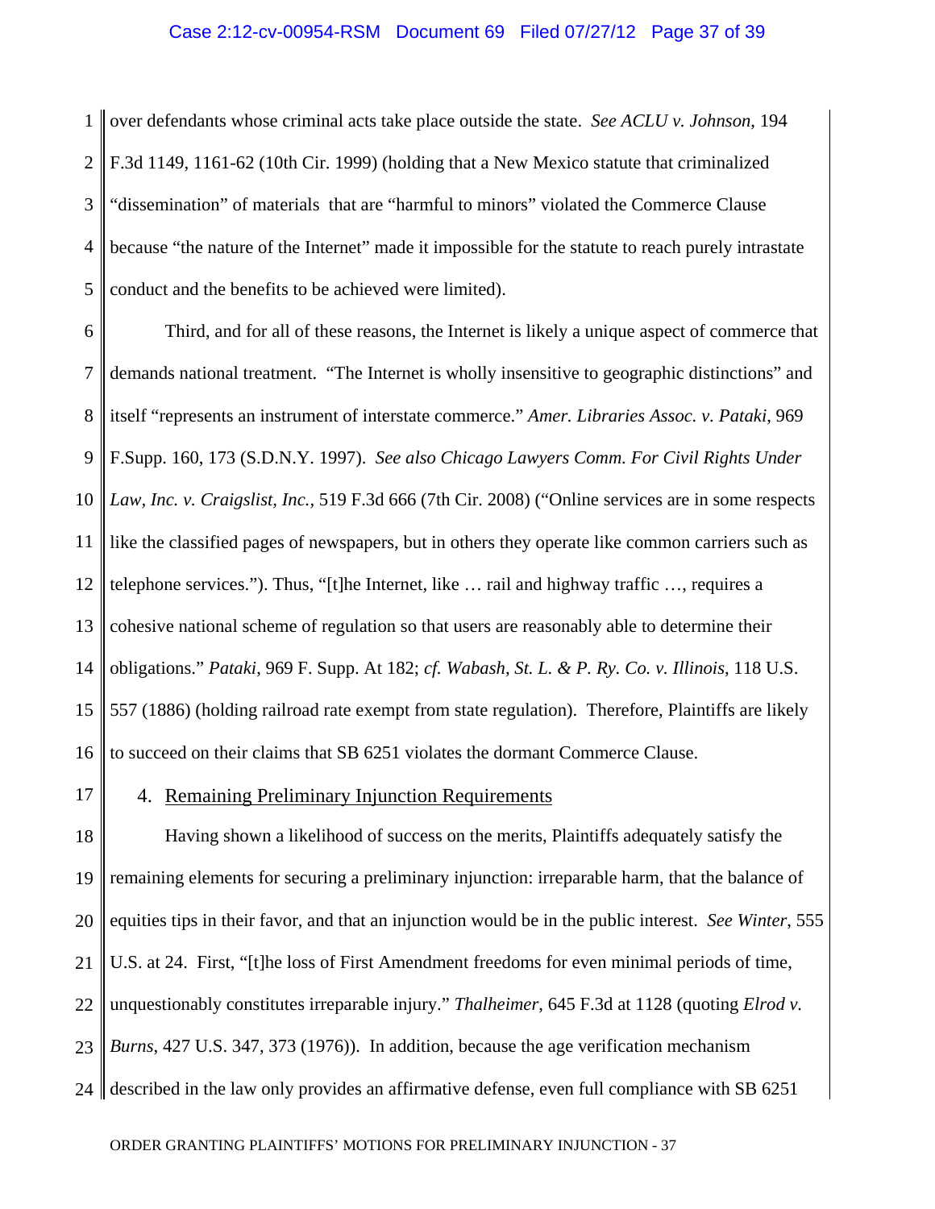over defendants whose criminal acts take place outside the state. *See ACLU v. Johnson*, 194 F.3d 1149, 1161-62 (10th Cir. 1999) (holding that a New Mexico statute that criminalized "dissemination" of materials that are "harmful to minors" violated the Commerce Clause because "the nature of the Internet" made it impossible for the statute to reach purely intrastate conduct and the benefits to be achieved were limited).

Third, and for all of these reasons, the Internet is likely a unique aspect of commerce that demands national treatment. "The Internet is wholly insensitive to geographic distinctions" and itself "represents an instrument of interstate commerce." *Amer. Libraries Assoc. v. Pataki*, 969 F.Supp. 160, 173 (S.D.N.Y. 1997). *See also Chicago Lawyers Comm. For Civil Rights Under Law, Inc. v. Craigslist, Inc.*, 519 F.3d 666 (7th Cir. 2008) ("Online services are in some respects like the classified pages of newspapers, but in others they operate like common carriers such as telephone services."). Thus, "[t]he Internet, like … rail and highway traffic …, requires a cohesive national scheme of regulation so that users are reasonably able to determine their obligations." *Pataki*, 969 F. Supp. At 182; *cf. Wabash, St. L. & P. Ry. Co. v. Illinois*, 118 U.S. 557 (1886) (holding railroad rate exempt from state regulation). Therefore, Plaintiffs are likely to succeed on their claims that SB 6251 violates the dormant Commerce Clause.

4. Remaining Preliminary Injunction Requirements

Having shown a likelihood of success on the merits, Plaintiffs adequately satisfy the remaining elements for securing a preliminary injunction: irreparable harm, that the balance of equities tips in their favor, and that an injunction would be in the public interest. *See Winter*, 555 U.S. at 24. First, "[t]he loss of First Amendment freedoms for even minimal periods of time, unquestionably constitutes irreparable injury." *Thalheimer*, 645 F.3d at 1128 (quoting *Elrod v. Burns*, 427 U.S. 347, 373 (1976)). In addition, because the age verification mechanism described in the law only provides an affirmative defense, even full compliance with SB 6251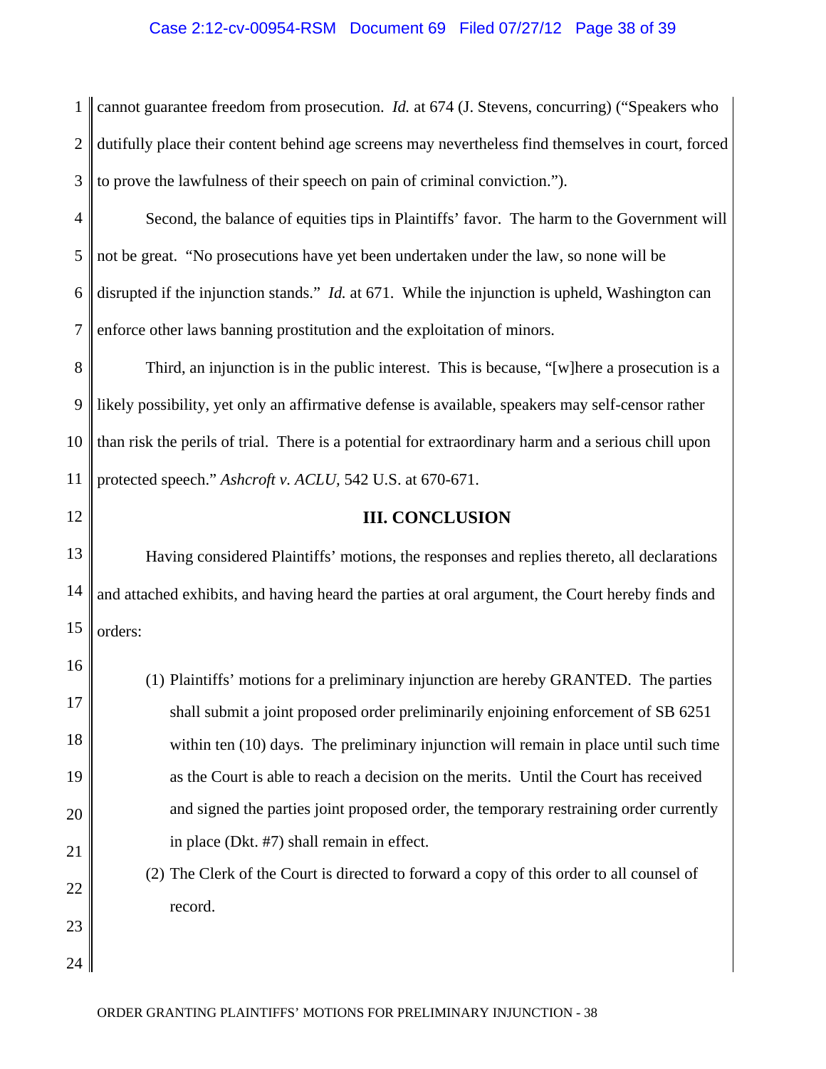cannot guarantee freedom from prosecution. *Id.* at 674 (J. Stevens, concurring) ("Speakers who dutifully place their content behind age screens may nevertheless find themselves in court, forced to prove the lawfulness of their speech on pain of criminal conviction.").

Second, the balance of equities tips in Plaintiffs' favor. The harm to the Government will not be great. "No prosecutions have yet been undertaken under the law, so none will be disrupted if the injunction stands." *Id.* at 671. While the injunction is upheld, Washington can enforce other laws banning prostitution and the exploitation of minors.

Third, an injunction is in the public interest. This is because, "[w]here a prosecution is a likely possibility, yet only an affirmative defense is available, speakers may self-censor rather than risk the perils of trial. There is a potential for extraordinary harm and a serious chill upon protected speech." *Ashcroft v. ACLU,* 542 U.S. at 670-671.

## III. CONCLUSION

Having considered Plaintiffs' motions, the responses and replies thereto, all declarations and attached exhibits, and having heard the parties at oral argument, the Court hereby finds and orders:

(1) Plaintiffs' motions for a preliminary injunction are hereby GRANTED. The parties shall submit a joint proposed order preliminarily enjoining enforcement of SB 6251 within ten (10) days. The preliminary injunction will remain in place until such time as the Court is able to reach a decision on the merits. Until the Court has received and signed the parties joint proposed order, the temporary restraining order currently in place (Dkt. #7) shall remain in effect.

(2) The Clerk of the Court is directed to forward a copy of this order to all counsel of record.

ORDER GRANTING PLAINTIFFS' MOTIONS FOR PRELIMINARY INJUNCTION - 38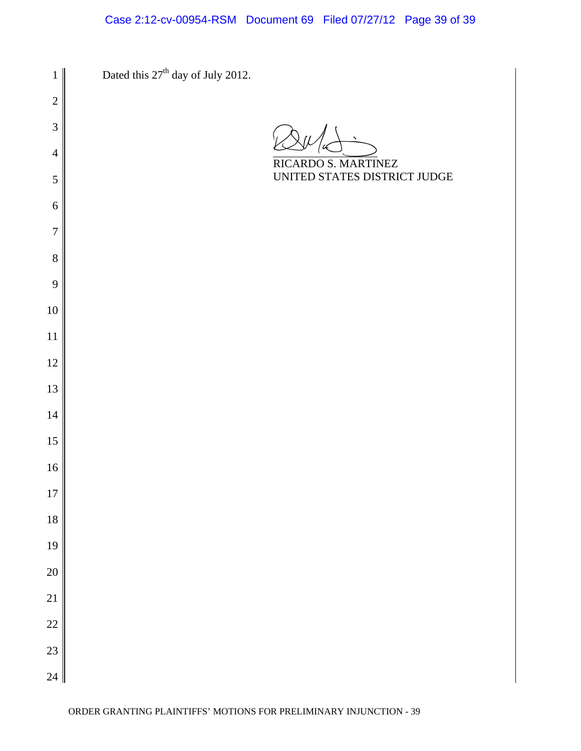Dated this 27th day of July 2012.

RICARDO S. MARTINEZ
UNITED STATES DISTRICT JUDGE